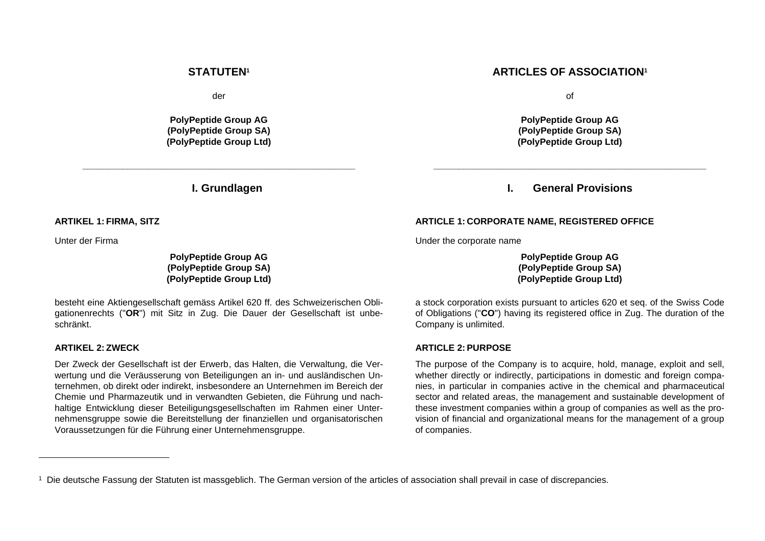# STATUTEN[1]

der

**PolyPeptide Group AG**
**(PolyPeptide Group SA)**
**(PolyPeptide Group Ltd)**

---

## I. Grundlagen

### ARTIKEL 1: FIRMA, SITZ

Unter der Firma

**PolyPeptide Group AG**
**(PolyPeptide Group SA)**
**(PolyPeptide Group Ltd)**

besteht eine Aktiengesellschaft gemäss Artikel 620 ff. des Schweizerischen Obligationenrechts ("**OR**") mit Sitz in Zug. Die Dauer der Gesellschaft ist unbeschränkt.

### ARTIKEL 2: ZWECK

Der Zweck der Gesellschaft ist der Erwerb, das Halten, die Verwaltung, die Verwertung und die Veräusserung von Beteiligungen an in- und ausländischen Unternehmen, ob direkt oder indirekt, insbesondere an Unternehmen im Bereich der Chemie und Pharmazeutik und in verwandten Gebieten, die Führung und nachhaltige Entwicklung dieser Beteiligungsgesellschaften im Rahmen einer Unternehmensgruppe sowie die Bereitstellung der finanziellen und organisatorischen Voraussetzungen für die Führung einer Unternehmensgruppe.

# ARTICLES OF ASSOCIATION[1]

of

**PolyPeptide Group AG**
**(PolyPeptide Group SA)**
**(PolyPeptide Group Ltd)**

---

## I. General Provisions

### ARTICLE 1: CORPORATE NAME, REGISTERED OFFICE

Under the corporate name

**PolyPeptide Group AG**
**(PolyPeptide Group SA)**
**(PolyPeptide Group Ltd)**

a stock corporation exists pursuant to articles 620 et seq. of the Swiss Code of Obligations ("**CO**") having its registered office in Zug. The duration of the Company is unlimited.

### ARTICLE 2: PURPOSE

The purpose of the Company is to acquire, hold, manage, exploit and sell, whether directly or indirectly, participations in domestic and foreign companies, in particular in companies active in the chemical and pharmaceutical sector and related areas, the management and sustainable development of these investment companies within a group of companies as well as the provision of financial and organizational means for the management of a group of companies.

---

[1] Die deutsche Fassung der Statuten ist massgeblich. The German version of the articles of association shall prevail in case of discrepancies.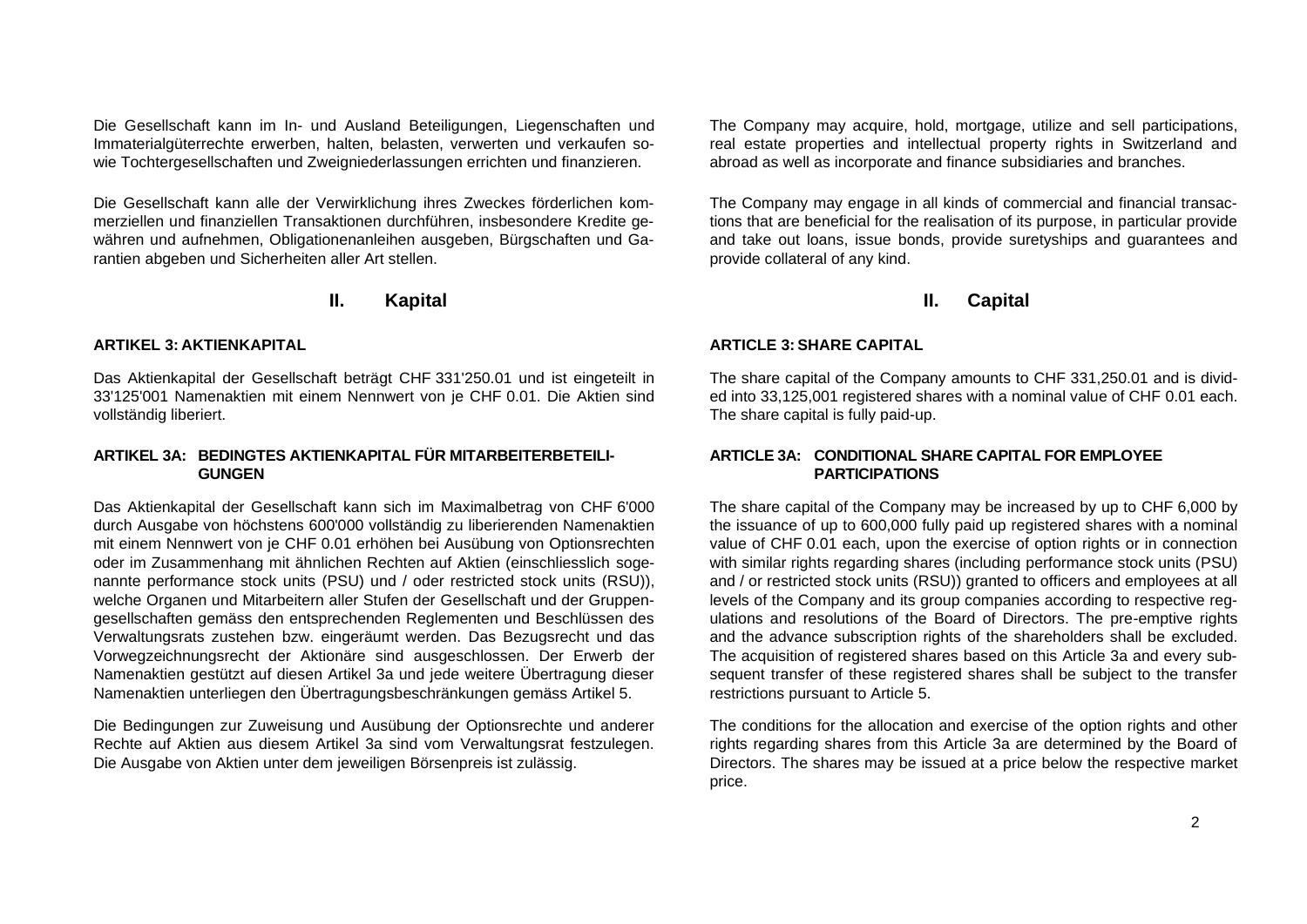Die Gesellschaft kann im In- und Ausland Beteiligungen, Liegenschaften und Immaterialgüterrechte erwerben, halten, belasten, verwerten und verkaufen sowie Tochtergesellschaften und Zweigniederlassungen errichten und finanzieren.

Die Gesellschaft kann alle der Verwirklichung ihres Zweckes förderlichen kommerziellen und finanziellen Transaktionen durchführen, insbesondere Kredite gewähren und aufnehmen, Obligationenanleihen ausgeben, Bürgschaften und Garantien abgeben und Sicherheiten aller Art stellen.

## II. Kapital

### ARTIKEL 3: AKTIENKAPITAL

Das Aktienkapital der Gesellschaft beträgt CHF 331'250.01 und ist eingeteilt in 33'125'001 Namenaktien mit einem Nennwert von je CHF 0.01. Die Aktien sind vollständig liberiert.

### ARTIKEL 3A: BEDINGTES AKTIENKAPITAL FÜR MITARBEITERBETEILIGUNGEN

Das Aktienkapital der Gesellschaft kann sich im Maximalbetrag von CHF 6'000 durch Ausgabe von höchstens 600'000 vollständig zu liberierenden Namenaktien mit einem Nennwert von je CHF 0.01 erhöhen bei Ausübung von Optionsrechten oder im Zusammenhang mit ähnlichen Rechten auf Aktien (einschliesslich sogenannte performance stock units (PSU) und / oder restricted stock units (RSU)), welche Organen und Mitarbeitern aller Stufen der Gesellschaft und der Gruppengesellschaften gemäss den entsprechenden Reglementen und Beschlüssen des Verwaltungsrats zustehen bzw. eingeräumt werden. Das Bezugsrecht und das Vorwegzeichnungsrecht der Aktionäre sind ausgeschlossen. Der Erwerb der Namenaktien gestützt auf diesen Artikel 3a und jede weitere Übertragung dieser Namenaktien unterliegen den Übertragungsbeschränkungen gemäss Artikel 5.

Die Bedingungen zur Zuweisung und Ausübung der Optionsrechte und anderer Rechte auf Aktien aus diesem Artikel 3a sind vom Verwaltungsrat festzulegen. Die Ausgabe von Aktien unter dem jeweiligen Börsenpreis ist zulässig.

The Company may acquire, hold, mortgage, utilize and sell participations, real estate properties and intellectual property rights in Switzerland and abroad as well as incorporate and finance subsidiaries and branches.

The Company may engage in all kinds of commercial and financial transactions that are beneficial for the realisation of its purpose, in particular provide and take out loans, issue bonds, provide suretyships and guarantees and provide collateral of any kind.

## II. Capital

### ARTICLE 3: SHARE CAPITAL

The share capital of the Company amounts to CHF 331,250.01 and is divided into 33,125,001 registered shares with a nominal value of CHF 0.01 each. The share capital is fully paid-up.

### ARTICLE 3A: CONDITIONAL SHARE CAPITAL FOR EMPLOYEE PARTICIPATIONS

The share capital of the Company may be increased by up to CHF 6,000 by the issuance of up to 600,000 fully paid up registered shares with a nominal value of CHF 0.01 each, upon the exercise of option rights or in connection with similar rights regarding shares (including performance stock units (PSU) and / or restricted stock units (RSU)) granted to officers and employees at all levels of the Company and its group companies according to respective regulations and resolutions of the Board of Directors. The pre-emptive rights and the advance subscription rights of the shareholders shall be excluded. The acquisition of registered shares based on this Article 3a and every subsequent transfer of these registered shares shall be subject to the transfer restrictions pursuant to Article 5.

The conditions for the allocation and exercise of the option rights and other rights regarding shares from this Article 3a are determined by the Board of Directors. The shares may be issued at a price below the respective market price.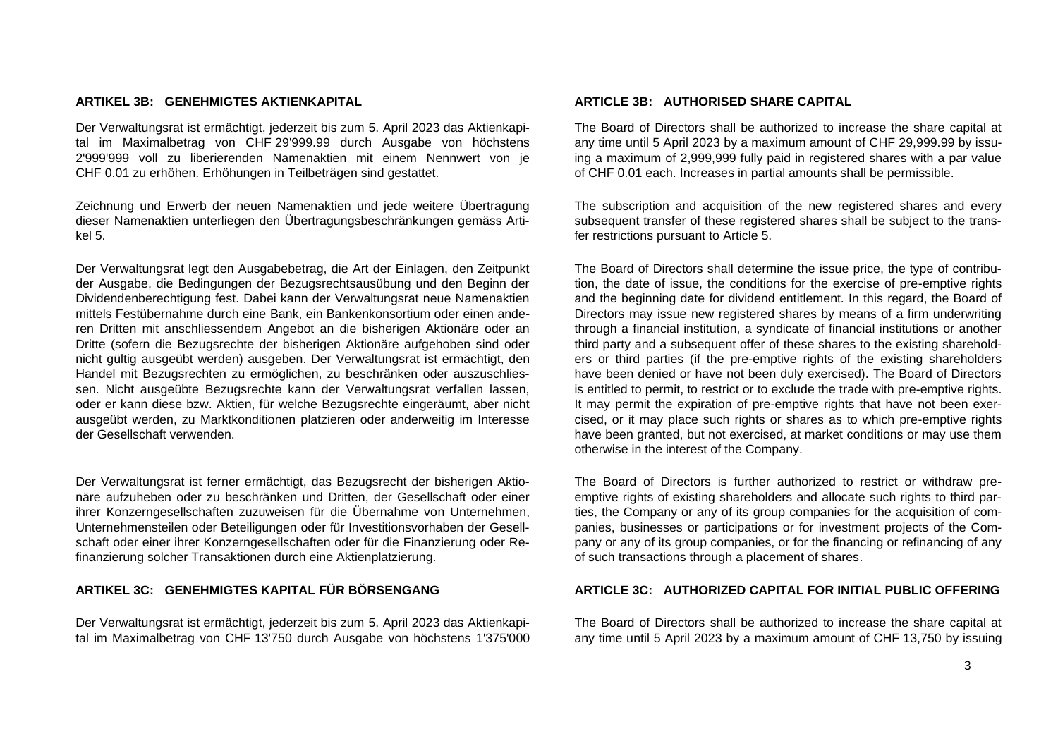## ARTIKEL 3B: GENEHMIGTES AKTIENKAPITAL

Der Verwaltungsrat ist ermächtigt, jederzeit bis zum 5. April 2023 das Aktienkapital im Maximalbetrag von CHF 29'999.99 durch Ausgabe von höchstens 2'999'999 voll zu liberierenden Namenaktien mit einem Nennwert von je CHF 0.01 zu erhöhen. Erhöhungen in Teilbeträgen sind gestattet.

Zeichnung und Erwerb der neuen Namenaktien und jede weitere Übertragung dieser Namenaktien unterliegen den Übertragungsbeschränkungen gemäss Artikel 5.

Der Verwaltungsrat legt den Ausgabebetrag, die Art der Einlagen, den Zeitpunkt der Ausgabe, die Bedingungen der Bezugsrechtsausübung und den Beginn der Dividendenberechtigung fest. Dabei kann der Verwaltungsrat neue Namenaktien mittels Festübernahme durch eine Bank, ein Bankenkonsortium oder einen anderen Dritten mit anschliessendem Angebot an die bisherigen Aktionäre oder an Dritte (sofern die Bezugsrechte der bisherigen Aktionäre aufgehoben sind oder nicht gültig ausgeübt werden) ausgeben. Der Verwaltungsrat ist ermächtigt, den Handel mit Bezugsrechten zu ermöglichen, zu beschränken oder auszuschliessen. Nicht ausgeübte Bezugsrechte kann der Verwaltungsrat verfallen lassen, oder er kann diese bzw. Aktien, für welche Bezugsrechte eingeräumt, aber nicht ausgeübt werden, zu Marktkonditionen platzieren oder anderweitig im Interesse der Gesellschaft verwenden.

Der Verwaltungsrat ist ferner ermächtigt, das Bezugsrecht der bisherigen Aktionäre aufzuheben oder zu beschränken und Dritten, der Gesellschaft oder einer ihrer Konzerngesellschaften zuzuweisen für die Übernahme von Unternehmen, Unternehmensteilen oder Beteiligungen oder für Investitionsvorhaben der Gesellschaft oder einer ihrer Konzerngesellschaften oder für die Finanzierung oder Refinanzierung solcher Transaktionen durch eine Aktienplatzierung.

## ARTIKEL 3C: GENEHMIGTES KAPITAL FÜR BÖRSENGANG

Der Verwaltungsrat ist ermächtigt, jederzeit bis zum 5. April 2023 das Aktienkapital im Maximalbetrag von CHF 13'750 durch Ausgabe von höchstens 1'375'000

## ARTICLE 3B: AUTHORISED SHARE CAPITAL

The Board of Directors shall be authorized to increase the share capital at any time until 5 April 2023 by a maximum amount of CHF 29,999.99 by issuing a maximum of 2,999,999 fully paid in registered shares with a par value of CHF 0.01 each. Increases in partial amounts shall be permissible.

The subscription and acquisition of the new registered shares and every subsequent transfer of these registered shares shall be subject to the transfer restrictions pursuant to Article 5.

The Board of Directors shall determine the issue price, the type of contribution, the date of issue, the conditions for the exercise of pre-emptive rights and the beginning date for dividend entitlement. In this regard, the Board of Directors may issue new registered shares by means of a firm underwriting through a financial institution, a syndicate of financial institutions or another third party and a subsequent offer of these shares to the existing shareholders or third parties (if the pre-emptive rights of the existing shareholders have been denied or have not been duly exercised). The Board of Directors is entitled to permit, to restrict or to exclude the trade with pre-emptive rights. It may permit the expiration of pre-emptive rights that have not been exercised, or it may place such rights or shares as to which pre-emptive rights have been granted, but not exercised, at market conditions or may use them otherwise in the interest of the Company.

The Board of Directors is further authorized to restrict or withdraw pre-emptive rights of existing shareholders and allocate such rights to third parties, the Company or any of its group companies for the acquisition of companies, businesses or participations or for investment projects of the Company or any of its group companies, or for the financing or refinancing of any of such transactions through a placement of shares.

## ARTICLE 3C: AUTHORIZED CAPITAL FOR INITIAL PUBLIC OFFERING

The Board of Directors shall be authorized to increase the share capital at any time until 5 April 2023 by a maximum amount of CHF 13,750 by issuing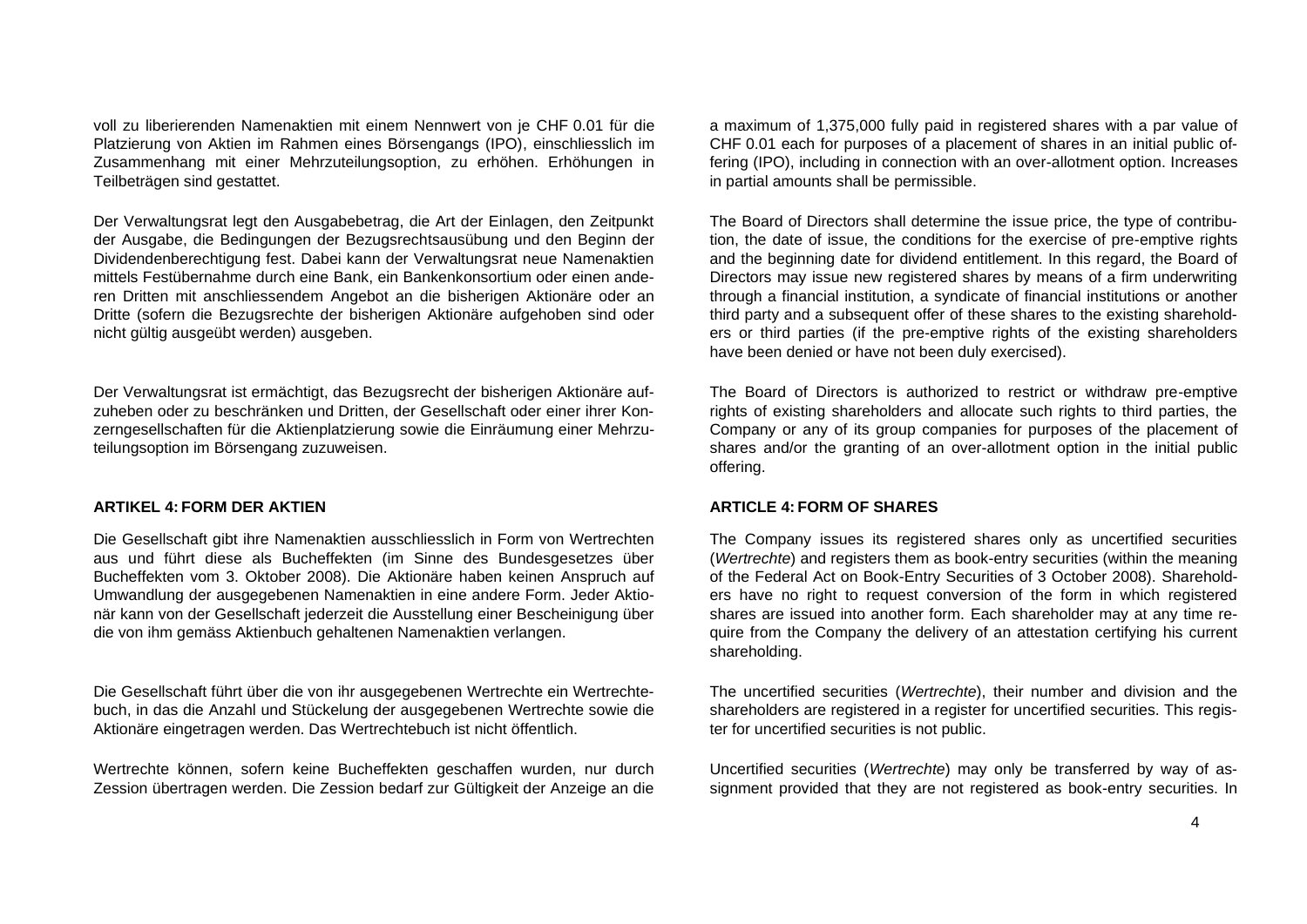voll zu liberierenden Namenaktien mit einem Nennwert von je CHF 0.01 für die Platzierung von Aktien im Rahmen eines Börsengangs (IPO), einschliesslich im Zusammenhang mit einer Mehrzuteilungsoption, zu erhöhen. Erhöhungen in Teilbeträgen sind gestattet.

Der Verwaltungsrat legt den Ausgabebetrag, die Art der Einlagen, den Zeitpunkt der Ausgabe, die Bedingungen der Bezugsrechtsausübung und den Beginn der Dividendenberechtigung fest. Dabei kann der Verwaltungsrat neue Namenaktien mittels Festübernahme durch eine Bank, ein Bankenkonsortium oder einen anderen Dritten mit anschliessendem Angebot an die bisherigen Aktionäre oder an Dritte (sofern die Bezugsrechte der bisherigen Aktionäre aufgehoben sind oder nicht gültig ausgeübt werden) ausgeben.

Der Verwaltungsrat ist ermächtigt, das Bezugsrecht der bisherigen Aktionäre aufzuheben oder zu beschränken und Dritten, der Gesellschaft oder einer ihrer Konzerngesellschaften für die Aktienplatzierung sowie die Einräumung einer Mehrzuteilungsoption im Börsengang zuzuweisen.

**ARTIKEL 4: FORM DER AKTIEN**

Die Gesellschaft gibt ihre Namenaktien ausschliesslich in Form von Wertrechten aus und führt diese als Bucheffekten (im Sinne des Bundesgesetzes über Bucheffekten vom 3. Oktober 2008). Die Aktionäre haben keinen Anspruch auf Umwandlung der ausgegebenen Namenaktien in eine andere Form. Jeder Aktionär kann von der Gesellschaft jederzeit die Ausstellung einer Bescheinigung über die von ihm gemäss Aktienbuch gehaltenen Namenaktien verlangen.

Die Gesellschaft führt über die von ihr ausgegebenen Wertrechte ein Wertrechtebuch, in das die Anzahl und Stückelung der ausgegebenen Wertrechte sowie die Aktionäre eingetragen werden. Das Wertrechtebuch ist nicht öffentlich.

Wertrechte können, sofern keine Bucheffekten geschaffen wurden, nur durch Zession übertragen werden. Die Zession bedarf zur Gültigkeit der Anzeige an die

a maximum of 1,375,000 fully paid in registered shares with a par value of CHF 0.01 each for purposes of a placement of shares in an initial public offering (IPO), including in connection with an over-allotment option. Increases in partial amounts shall be permissible.

The Board of Directors shall determine the issue price, the type of contribution, the date of issue, the conditions for the exercise of pre-emptive rights and the beginning date for dividend entitlement. In this regard, the Board of Directors may issue new registered shares by means of a firm underwriting through a financial institution, a syndicate of financial institutions or another third party and a subsequent offer of these shares to the existing shareholders or third parties (if the pre-emptive rights of the existing shareholders have been denied or have not been duly exercised).

The Board of Directors is authorized to restrict or withdraw pre-emptive rights of existing shareholders and allocate such rights to third parties, the Company or any of its group companies for purposes of the placement of shares and/or the granting of an over-allotment option in the initial public offering.

**ARTICLE 4: FORM OF SHARES**

The Company issues its registered shares only as uncertified securities (*Wertrechte*) and registers them as book-entry securities (within the meaning of the Federal Act on Book-Entry Securities of 3 October 2008). Shareholders have no right to request conversion of the form in which registered shares are issued into another form. Each shareholder may at any time require from the Company the delivery of an attestation certifying his current shareholding.

The uncertified securities (*Wertrechte*), their number and division and the shareholders are registered in a register for uncertified securities. This register for uncertified securities is not public.

Uncertified securities (*Wertrechte*) may only be transferred by way of assignment provided that they are not registered as book-entry securities. In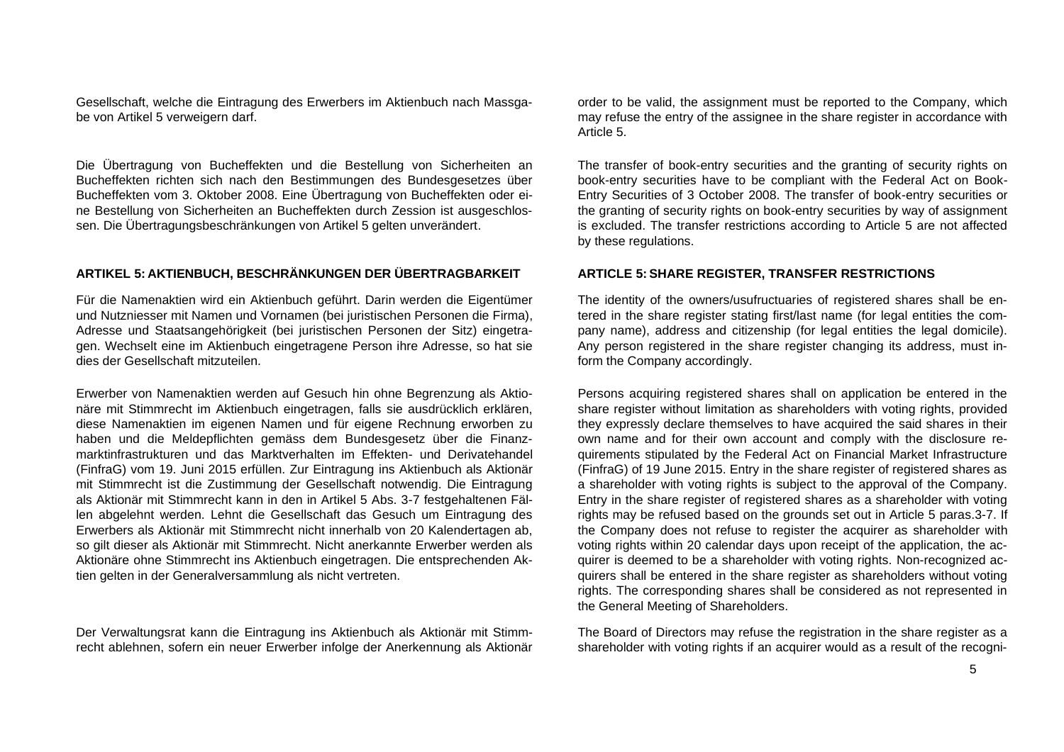Gesellschaft, welche die Eintragung des Erwerbers im Aktienbuch nach Massgabe von Artikel 5 verweigern darf.

Die Übertragung von Bucheffekten und die Bestellung von Sicherheiten an Bucheffekten richten sich nach den Bestimmungen des Bundesgesetzes über Bucheffekten vom 3. Oktober 2008. Eine Übertragung von Bucheffekten oder eine Bestellung von Sicherheiten an Bucheffekten durch Zession ist ausgeschlossen. Die Übertragungsbeschränkungen von Artikel 5 gelten unverändert.

**ARTIKEL 5: AKTIENBUCH, BESCHRÄNKUNGEN DER ÜBERTRAGBARKEIT**

Für die Namenaktien wird ein Aktienbuch geführt. Darin werden die Eigentümer und Nutzniesser mit Namen und Vornamen (bei juristischen Personen die Firma), Adresse und Staatsangehörigkeit (bei juristischen Personen der Sitz) eingetragen. Wechselt eine im Aktienbuch eingetragene Person ihre Adresse, so hat sie dies der Gesellschaft mitzuteilen.

Erwerber von Namenaktien werden auf Gesuch hin ohne Begrenzung als Aktionäre mit Stimmrecht im Aktienbuch eingetragen, falls sie ausdrücklich erklären, diese Namenaktien im eigenen Namen und für eigene Rechnung erworben zu haben und die Meldepflichten gemäss dem Bundesgesetz über die Finanzmarktinfrastrukturen und das Marktverhalten im Effekten- und Derivatehandel (FinfraG) vom 19. Juni 2015 erfüllen. Zur Eintragung ins Aktienbuch als Aktionär mit Stimmrecht ist die Zustimmung der Gesellschaft notwendig. Die Eintragung als Aktionär mit Stimmrecht kann in den in Artikel 5 Abs. 3-7 festgehaltenen Fällen abgelehnt werden. Lehnt die Gesellschaft das Gesuch um Eintragung des Erwerbers als Aktionär mit Stimmrecht nicht innerhalb von 20 Kalendertagen ab, so gilt dieser als Aktionär mit Stimmrecht. Nicht anerkannte Erwerber werden als Aktionäre ohne Stimmrecht ins Aktienbuch eingetragen. Die entsprechenden Aktien gelten in der Generalversammlung als nicht vertreten.

Der Verwaltungsrat kann die Eintragung ins Aktienbuch als Aktionär mit Stimmrecht ablehnen, sofern ein neuer Erwerber infolge der Anerkennung als Aktionär

order to be valid, the assignment must be reported to the Company, which may refuse the entry of the assignee in the share register in accordance with Article 5.

The transfer of book-entry securities and the granting of security rights on book-entry securities have to be compliant with the Federal Act on Book-Entry Securities of 3 October 2008. The transfer of book-entry securities or the granting of security rights on book-entry securities by way of assignment is excluded. The transfer restrictions according to Article 5 are not affected by these regulations.

**ARTICLE 5: SHARE REGISTER, TRANSFER RESTRICTIONS**

The identity of the owners/usufructuaries of registered shares shall be entered in the share register stating first/last name (for legal entities the company name), address and citizenship (for legal entities the legal domicile). Any person registered in the share register changing its address, must inform the Company accordingly.

Persons acquiring registered shares shall on application be entered in the share register without limitation as shareholders with voting rights, provided they expressly declare themselves to have acquired the said shares in their own name and for their own account and comply with the disclosure requirements stipulated by the Federal Act on Financial Market Infrastructure (FinfraG) of 19 June 2015. Entry in the share register of registered shares as a shareholder with voting rights is subject to the approval of the Company. Entry in the share register of registered shares as a shareholder with voting rights may be refused based on the grounds set out in Article 5 paras.3-7. If the Company does not refuse to register the acquirer as shareholder with voting rights within 20 calendar days upon receipt of the application, the acquirer is deemed to be a shareholder with voting rights. Non-recognized acquirers shall be entered in the share register as shareholders without voting rights. The corresponding shares shall be considered as not represented in the General Meeting of Shareholders.

The Board of Directors may refuse the registration in the share register as a shareholder with voting rights if an acquirer would as a result of the recogni-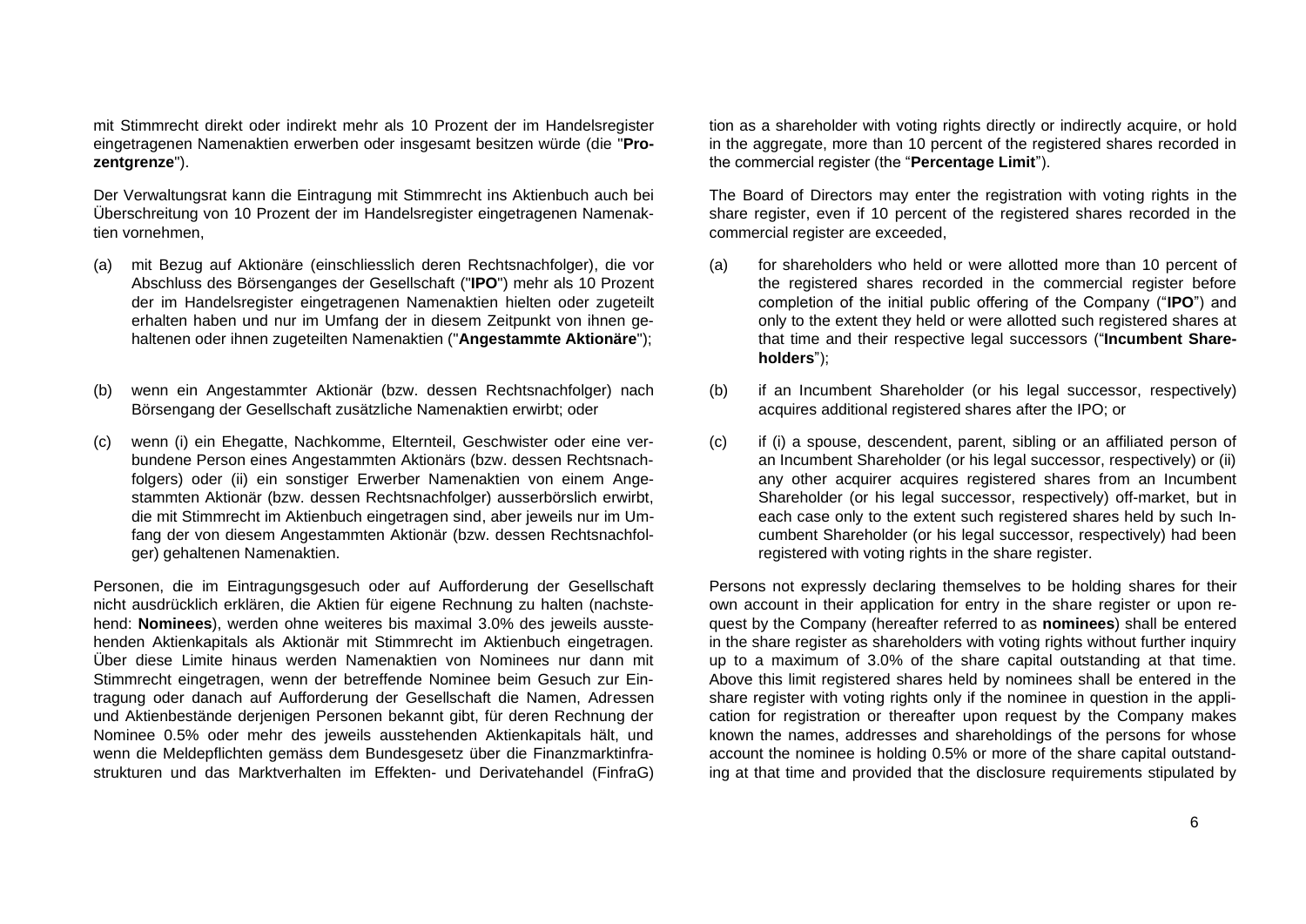mit Stimmrecht direkt oder indirekt mehr als 10 Prozent der im Handelsregister eingetragenen Namenaktien erwerben oder insgesamt besitzen würde (die "**Prozentgrenze**").

Der Verwaltungsrat kann die Eintragung mit Stimmrecht ins Aktienbuch auch bei Überschreitung von 10 Prozent der im Handelsregister eingetragenen Namenaktien vornehmen,

(a) mit Bezug auf Aktionäre (einschliesslich deren Rechtsnachfolger), die vor Abschluss des Börsenganges der Gesellschaft ("**IPO**") mehr als 10 Prozent der im Handelsregister eingetragenen Namenaktien hielten oder zugeteilt erhalten haben und nur im Umfang der in diesem Zeitpunkt von ihnen gehaltenen oder ihnen zugeteilten Namenaktien ("**Angestammte Aktionäre**");

(b) wenn ein Angestammter Aktionär (bzw. dessen Rechtsnachfolger) nach Börsengang der Gesellschaft zusätzliche Namenaktien erwirbt; oder

(c) wenn (i) ein Ehegatte, Nachkomme, Elternteil, Geschwister oder eine verbundene Person eines Angestammten Aktionärs (bzw. dessen Rechtsnachfolgers) oder (ii) ein sonstiger Erwerber Namenaktien von einem Angestammten Aktionär (bzw. dessen Rechtsnachfolger) ausserbörslich erwirbt, die mit Stimmrecht im Aktienbuch eingetragen sind, aber jeweils nur im Umfang der von diesem Angestammten Aktionär (bzw. dessen Rechtsnachfolger) gehaltenen Namenaktien.

Personen, die im Eintragungsgesuch oder auf Aufforderung der Gesellschaft nicht ausdrücklich erklären, die Aktien für eigene Rechnung zu halten (nachstehend: **Nominees**), werden ohne weiteres bis maximal 3.0% des jeweils ausstehenden Aktienkapitals als Aktionär mit Stimmrecht im Aktienbuch eingetragen. Über diese Limite hinaus werden Namenaktien von Nominees nur dann mit Stimmrecht eingetragen, wenn der betreffende Nominee beim Gesuch zur Eintragung oder danach auf Aufforderung der Gesellschaft die Namen, Adressen und Aktienbestände derjenigen Personen bekannt gibt, für deren Rechnung der Nominee 0.5% oder mehr des jeweils ausstehenden Aktienkapitals hält, und wenn die Meldepflichten gemäss dem Bundesgesetz über die Finanzmarktinfrastrukturen und das Marktverhalten im Effekten- und Derivatehandel (FinfraG)

tion as a shareholder with voting rights directly or indirectly acquire, or hold in the aggregate, more than 10 percent of the registered shares recorded in the commercial register (the "**Percentage Limit**").

The Board of Directors may enter the registration with voting rights in the share register, even if 10 percent of the registered shares recorded in the commercial register are exceeded,

(a) for shareholders who held or were allotted more than 10 percent of the registered shares recorded in the commercial register before completion of the initial public offering of the Company ("**IPO**") and only to the extent they held or were allotted such registered shares at that time and their respective legal successors ("**Incumbent Shareholders**");

(b) if an Incumbent Shareholder (or his legal successor, respectively) acquires additional registered shares after the IPO; or

(c) if (i) a spouse, descendent, parent, sibling or an affiliated person of an Incumbent Shareholder (or his legal successor, respectively) or (ii) any other acquirer acquires registered shares from an Incumbent Shareholder (or his legal successor, respectively) off-market, but in each case only to the extent such registered shares held by such Incumbent Shareholder (or his legal successor, respectively) had been registered with voting rights in the share register.

Persons not expressly declaring themselves to be holding shares for their own account in their application for entry in the share register or upon request by the Company (hereafter referred to as **nominees**) shall be entered in the share register as shareholders with voting rights without further inquiry up to a maximum of 3.0% of the share capital outstanding at that time. Above this limit registered shares held by nominees shall be entered in the share register with voting rights only if the nominee in question in the application for registration or thereafter upon request by the Company makes known the names, addresses and shareholdings of the persons for whose account the nominee is holding 0.5% or more of the share capital outstanding at that time and provided that the disclosure requirements stipulated by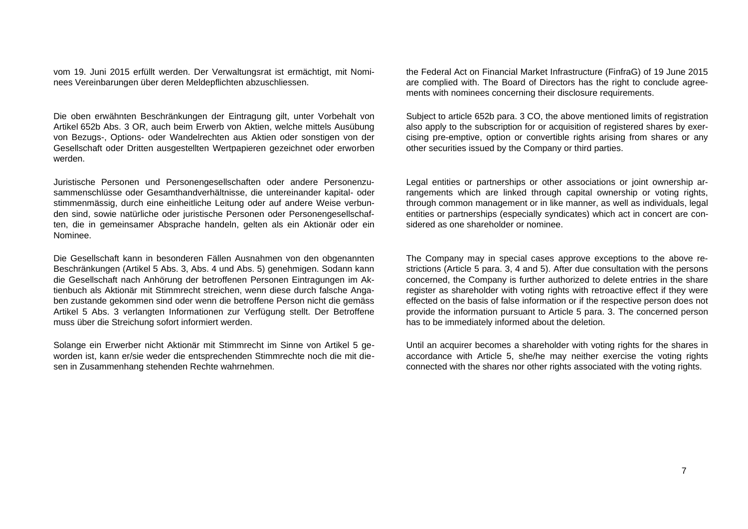vom 19. Juni 2015 erfüllt werden. Der Verwaltungsrat ist ermächtigt, mit Nominees Vereinbarungen über deren Meldepflichten abzuschliessen.

the Federal Act on Financial Market Infrastructure (FinfraG) of 19 June 2015 are complied with. The Board of Directors has the right to conclude agreements with nominees concerning their disclosure requirements.

Die oben erwähnten Beschränkungen der Eintragung gilt, unter Vorbehalt von Artikel 652b Abs. 3 OR, auch beim Erwerb von Aktien, welche mittels Ausübung von Bezugs-, Options- oder Wandelrechten aus Aktien oder sonstigen von der Gesellschaft oder Dritten ausgestellten Wertpapieren gezeichnet oder erworben werden.

Subject to article 652b para. 3 CO, the above mentioned limits of registration also apply to the subscription for or acquisition of registered shares by exercising pre-emptive, option or convertible rights arising from shares or any other securities issued by the Company or third parties.

Juristische Personen und Personengesellschaften oder andere Personenzusammenschlüsse oder Gesamthandverhältnisse, die untereinander kapital- oder stimmenmässig, durch eine einheitliche Leitung oder auf andere Weise verbunden sind, sowie natürliche oder juristische Personen oder Personengesellschaften, die in gemeinsamer Absprache handeln, gelten als ein Aktionär oder ein Nominee.

Legal entities or partnerships or other associations or joint ownership arrangements which are linked through capital ownership or voting rights, through common management or in like manner, as well as individuals, legal entities or partnerships (especially syndicates) which act in concert are considered as one shareholder or nominee.

Die Gesellschaft kann in besonderen Fällen Ausnahmen von den obgenannten Beschränkungen (Artikel 5 Abs. 3, Abs. 4 und Abs. 5) genehmigen. Sodann kann die Gesellschaft nach Anhörung der betroffenen Personen Eintragungen im Aktienbuch als Aktionär mit Stimmrecht streichen, wenn diese durch falsche Angaben zustande gekommen sind oder wenn die betroffene Person nicht die gemäss Artikel 5 Abs. 3 verlangten Informationen zur Verfügung stellt. Der Betroffene muss über die Streichung sofort informiert werden.

The Company may in special cases approve exceptions to the above restrictions (Article 5 para. 3, 4 and 5). After due consultation with the persons concerned, the Company is further authorized to delete entries in the share register as shareholder with voting rights with retroactive effect if they were effected on the basis of false information or if the respective person does not provide the information pursuant to Article 5 para. 3. The concerned person has to be immediately informed about the deletion.

Solange ein Erwerber nicht Aktionär mit Stimmrecht im Sinne von Artikel 5 geworden ist, kann er/sie weder die entsprechenden Stimmrechte noch die mit diesen in Zusammenhang stehenden Rechte wahrnehmen.

Until an acquirer becomes a shareholder with voting rights for the shares in accordance with Article 5, she/he may neither exercise the voting rights connected with the shares nor other rights associated with the voting rights.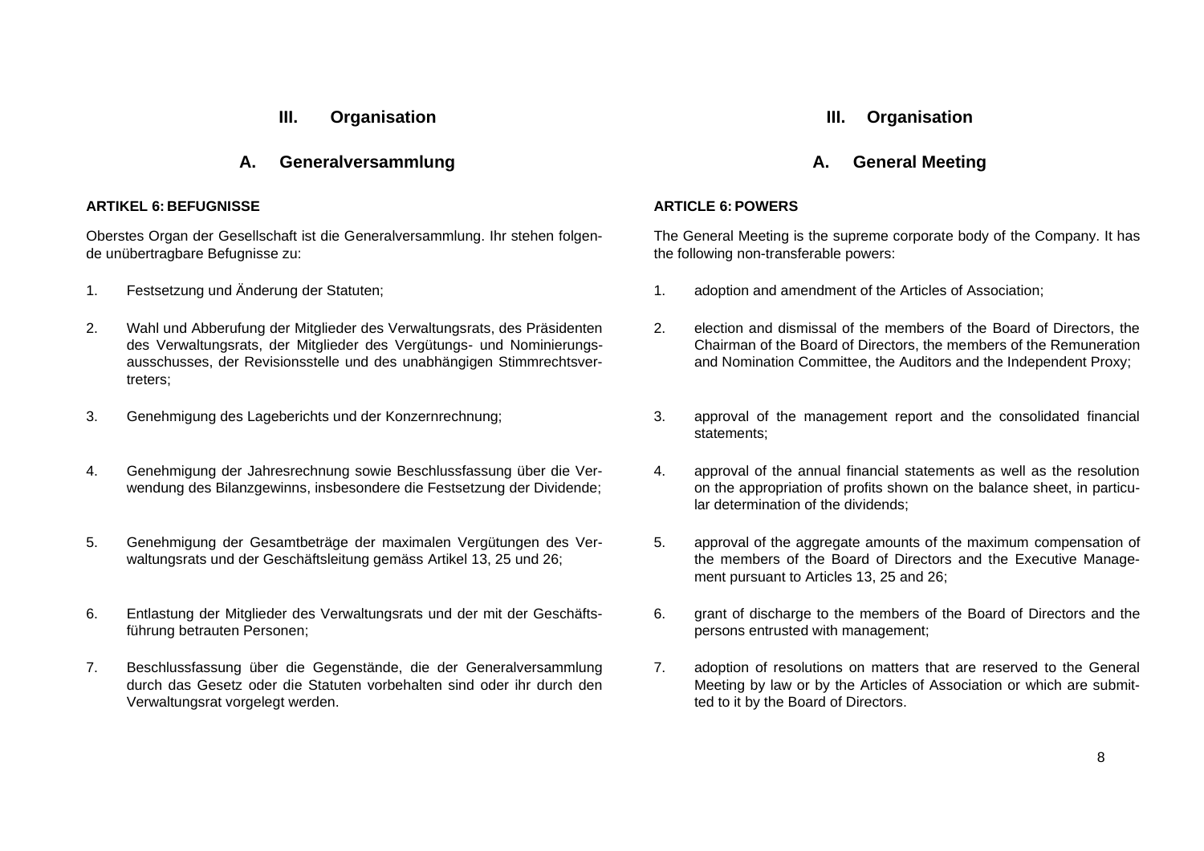## III. Organisation

### A. Generalversammlung

**ARTIKEL 6: BEFUGNISSE**

Oberstes Organ der Gesellschaft ist die Generalversammlung. Ihr stehen folgende unübertragbare Befugnisse zu:

1. Festsetzung und Änderung der Statuten;
2. Wahl und Abberufung der Mitglieder des Verwaltungsrats, des Präsidenten des Verwaltungsrats, der Mitglieder des Vergütungs- und Nominierungsausschusses, der Revisionsstelle und des unabhängigen Stimmrechtsvertreters;
3. Genehmigung des Lageberichts und der Konzernrechnung;
4. Genehmigung der Jahresrechnung sowie Beschlussfassung über die Verwendung des Bilanzgewinns, insbesondere die Festsetzung der Dividende;
5. Genehmigung der Gesamtbeträge der maximalen Vergütungen des Verwaltungsrats und der Geschäftsleitung gemäss Artikel 13, 25 und 26;
6. Entlastung der Mitglieder des Verwaltungsrats und der mit der Geschäftsführung betrauten Personen;
7. Beschlussfassung über die Gegenstände, die der Generalversammlung durch das Gesetz oder die Statuten vorbehalten sind oder ihr durch den Verwaltungsrat vorgelegt werden.

## III. Organisation

### A. General Meeting

**ARTICLE 6: POWERS**

The General Meeting is the supreme corporate body of the Company. It has the following non-transferable powers:

1. adoption and amendment of the Articles of Association;
2. election and dismissal of the members of the Board of Directors, the Chairman of the Board of Directors, the members of the Remuneration and Nomination Committee, the Auditors and the Independent Proxy;
3. approval of the management report and the consolidated financial statements;
4. approval of the annual financial statements as well as the resolution on the appropriation of profits shown on the balance sheet, in particular determination of the dividends;
5. approval of the aggregate amounts of the maximum compensation of the members of the Board of Directors and the Executive Management pursuant to Articles 13, 25 and 26;
6. grant of discharge to the members of the Board of Directors and the persons entrusted with management;
7. adoption of resolutions on matters that are reserved to the General Meeting by law or by the Articles of Association or which are submitted to it by the Board of Directors.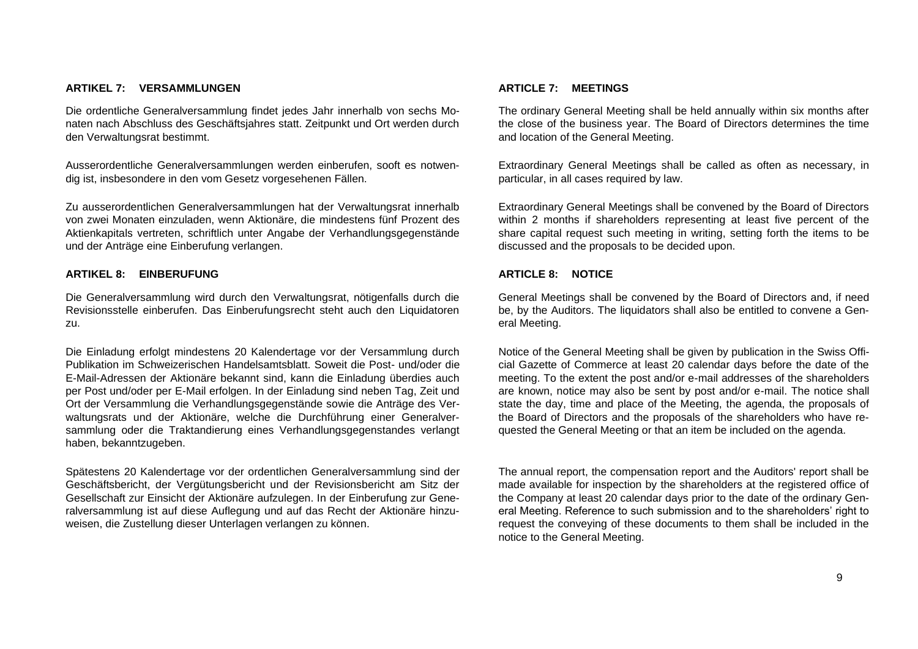### ARTIKEL 7: VERSAMMLUNGEN

Die ordentliche Generalversammlung findet jedes Jahr innerhalb von sechs Monaten nach Abschluss des Geschäftsjahres statt. Zeitpunkt und Ort werden durch den Verwaltungsrat bestimmt.

Ausserordentliche Generalversammlungen werden einberufen, sooft es notwendig ist, insbesondere in den vom Gesetz vorgesehenen Fällen.

Zu ausserordentlichen Generalversammlungen hat der Verwaltungsrat innerhalb von zwei Monaten einzuladen, wenn Aktionäre, die mindestens fünf Prozent des Aktienkapitals vertreten, schriftlich unter Angabe der Verhandlungsgegenstände und der Anträge eine Einberufung verlangen.

### ARTIKEL 8: EINBERUFUNG

Die Generalversammlung wird durch den Verwaltungsrat, nötigenfalls durch die Revisionsstelle einberufen. Das Einberufungsrecht steht auch den Liquidatoren zu.

Die Einladung erfolgt mindestens 20 Kalendertage vor der Versammlung durch Publikation im Schweizerischen Handelsamtsblatt. Soweit die Post- und/oder die E-Mail-Adressen der Aktionäre bekannt sind, kann die Einladung überdies auch per Post und/oder per E-Mail erfolgen. In der Einladung sind neben Tag, Zeit und Ort der Versammlung die Verhandlungsgegenstände sowie die Anträge des Verwaltungsrats und der Aktionäre, welche die Durchführung einer Generalversammlung oder die Traktandierung eines Verhandlungsgegenstandes verlangt haben, bekanntzugeben.

Spätestens 20 Kalendertage vor der ordentlichen Generalversammlung sind der Geschäftsbericht, der Vergütungsbericht und der Revisionsbericht am Sitz der Gesellschaft zur Einsicht der Aktionäre aufzulegen. In der Einberufung zur Generalversammlung ist auf diese Auflegung und auf das Recht der Aktionäre hinzuweisen, die Zustellung dieser Unterlagen verlangen zu können.

### ARTICLE 7: MEETINGS

The ordinary General Meeting shall be held annually within six months after the close of the business year. The Board of Directors determines the time and location of the General Meeting.

Extraordinary General Meetings shall be called as often as necessary, in particular, in all cases required by law.

Extraordinary General Meetings shall be convened by the Board of Directors within 2 months if shareholders representing at least five percent of the share capital request such meeting in writing, setting forth the items to be discussed and the proposals to be decided upon.

### ARTICLE 8: NOTICE

General Meetings shall be convened by the Board of Directors and, if need be, by the Auditors. The liquidators shall also be entitled to convene a General Meeting.

Notice of the General Meeting shall be given by publication in the Swiss Official Gazette of Commerce at least 20 calendar days before the date of the meeting. To the extent the post and/or e-mail addresses of the shareholders are known, notice may also be sent by post and/or e-mail. The notice shall state the day, time and place of the Meeting, the agenda, the proposals of the Board of Directors and the proposals of the shareholders who have requested the General Meeting or that an item be included on the agenda.

The annual report, the compensation report and the Auditors' report shall be made available for inspection by the shareholders at the registered office of the Company at least 20 calendar days prior to the date of the ordinary General Meeting. Reference to such submission and to the shareholders' right to request the conveying of these documents to them shall be included in the notice to the General Meeting.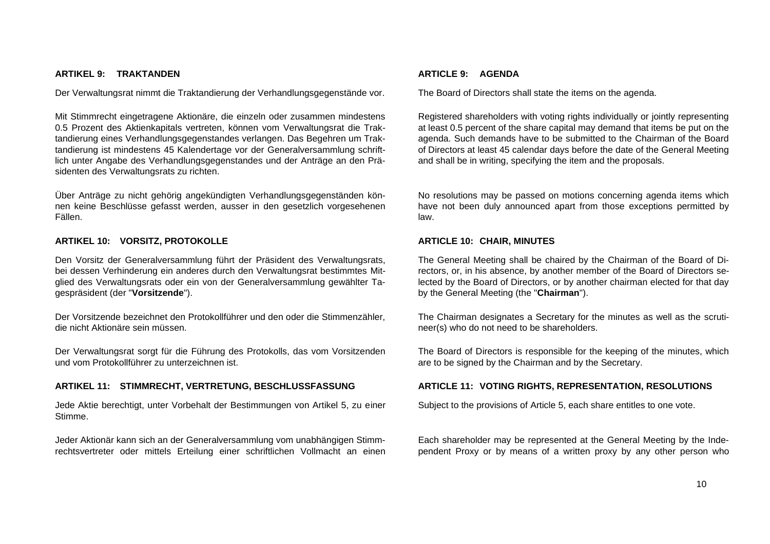**ARTIKEL 9: TRAKTANDEN**

Der Verwaltungsrat nimmt die Traktandierung der Verhandlungsgegenstände vor.

Mit Stimmrecht eingetragene Aktionäre, die einzeln oder zusammen mindestens 0.5 Prozent des Aktienkapitals vertreten, können vom Verwaltungsrat die Traktandierung eines Verhandlungsgegenstandes verlangen. Das Begehren um Traktandierung ist mindestens 45 Kalendertage vor der Generalversammlung schriftlich unter Angabe des Verhandlungsgegenstandes und der Anträge an den Präsidenten des Verwaltungsrats zu richten.

Über Anträge zu nicht gehörig angekündigten Verhandlungsgegenständen können keine Beschlüsse gefasst werden, ausser in den gesetzlich vorgesehenen Fällen.

**ARTIKEL 10: VORSITZ, PROTOKOLLE**

Den Vorsitz der Generalversammlung führt der Präsident des Verwaltungsrats, bei dessen Verhinderung ein anderes durch den Verwaltungsrat bestimmtes Mitglied des Verwaltungsrats oder ein von der Generalversammlung gewählter Tagespräsident (der "**Vorsitzende**").

Der Vorsitzende bezeichnet den Protokollführer und den oder die Stimmenzähler, die nicht Aktionäre sein müssen.

Der Verwaltungsrat sorgt für die Führung des Protokolls, das vom Vorsitzenden und vom Protokollführer zu unterzeichnen ist.

**ARTIKEL 11: STIMMRECHT, VERTRETUNG, BESCHLUSSFASSUNG**

Jede Aktie berechtigt, unter Vorbehalt der Bestimmungen von Artikel 5, zu einer Stimme.

Jeder Aktionär kann sich an der Generalversammlung vom unabhängigen Stimmrechtsvertreter oder mittels Erteilung einer schriftlichen Vollmacht an einen

**ARTICLE 9: AGENDA**

The Board of Directors shall state the items on the agenda.

Registered shareholders with voting rights individually or jointly representing at least 0.5 percent of the share capital may demand that items be put on the agenda. Such demands have to be submitted to the Chairman of the Board of Directors at least 45 calendar days before the date of the General Meeting and shall be in writing, specifying the item and the proposals.

No resolutions may be passed on motions concerning agenda items which have not been duly announced apart from those exceptions permitted by law.

**ARTICLE 10: CHAIR, MINUTES**

The General Meeting shall be chaired by the Chairman of the Board of Directors, or, in his absence, by another member of the Board of Directors selected by the Board of Directors, or by another chairman elected for that day by the General Meeting (the "**Chairman**").

The Chairman designates a Secretary for the minutes as well as the scrutineer(s) who do not need to be shareholders.

The Board of Directors is responsible for the keeping of the minutes, which are to be signed by the Chairman and by the Secretary.

**ARTICLE 11: VOTING RIGHTS, REPRESENTATION, RESOLUTIONS**

Subject to the provisions of Article 5, each share entitles to one vote.

Each shareholder may be represented at the General Meeting by the Independent Proxy or by means of a written proxy by any other person who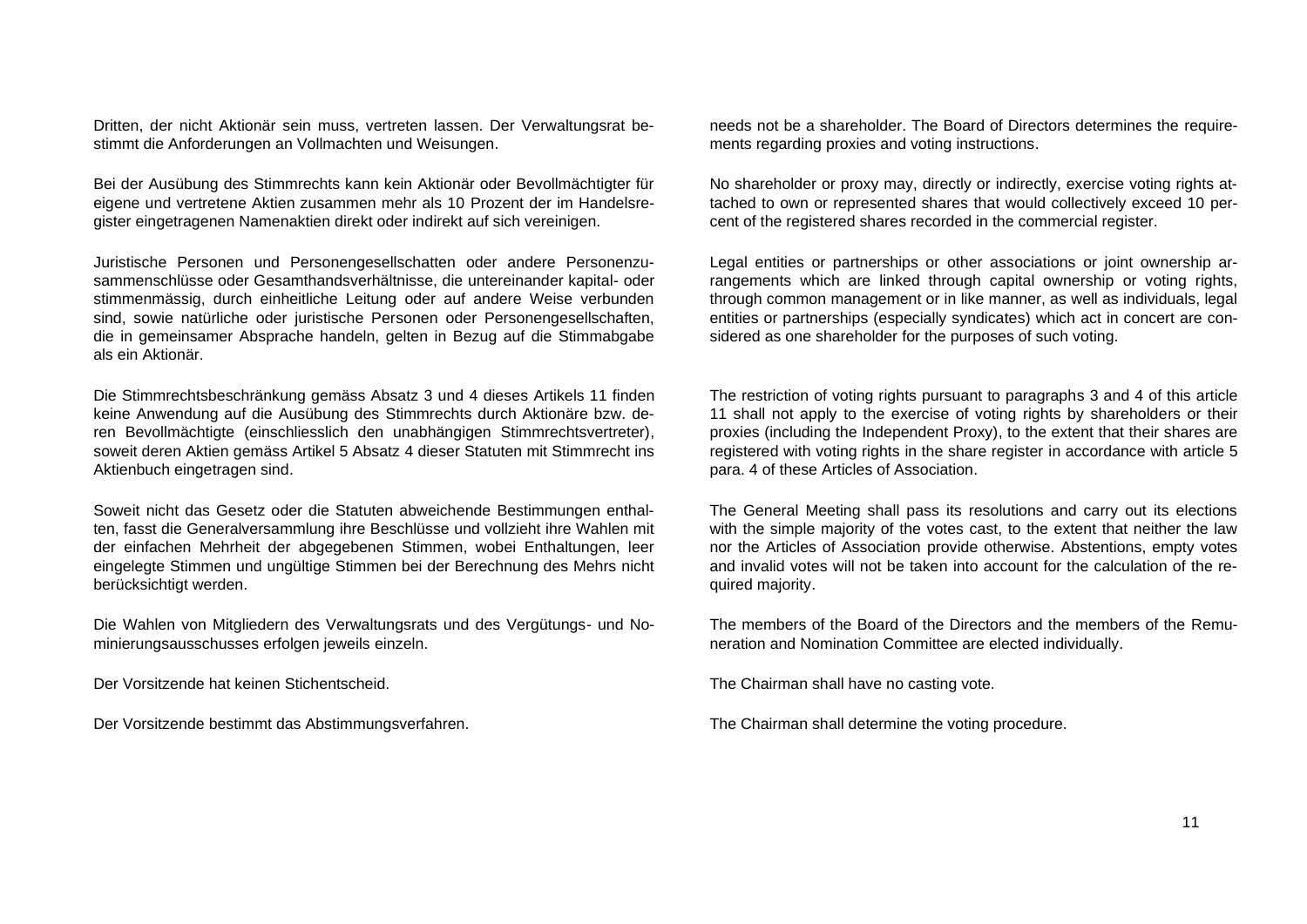Dritten, der nicht Aktionär sein muss, vertreten lassen. Der Verwaltungsrat bestimmt die Anforderungen an Vollmachten und Weisungen.

Bei der Ausübung des Stimmrechts kann kein Aktionär oder Bevollmächtigter für eigene und vertretene Aktien zusammen mehr als 10 Prozent der im Handelsregister eingetragenen Namenaktien direkt oder indirekt auf sich vereinigen.

Juristische Personen und Personengesellschatten oder andere Personenzusammenschlüsse oder Gesamthandsverhältnisse, die untereinander kapital- oder stimmenmässig, durch einheitliche Leitung oder auf andere Weise verbunden sind, sowie natürliche oder juristische Personen oder Personengesellschaften, die in gemeinsamer Absprache handeln, gelten in Bezug auf die Stimmabgabe als ein Aktionär.

Die Stimmrechtsbeschränkung gemäss Absatz 3 und 4 dieses Artikels 11 finden keine Anwendung auf die Ausübung des Stimmrechts durch Aktionäre bzw. deren Bevollmächtigte (einschliesslich den unabhängigen Stimmrechtsvertreter), soweit deren Aktien gemäss Artikel 5 Absatz 4 dieser Statuten mit Stimmrecht ins Aktienbuch eingetragen sind.

Soweit nicht das Gesetz oder die Statuten abweichende Bestimmungen enthalten, fasst die Generalversammlung ihre Beschlüsse und vollzieht ihre Wahlen mit der einfachen Mehrheit der abgegebenen Stimmen, wobei Enthaltungen, leer eingelegte Stimmen und ungültige Stimmen bei der Berechnung des Mehrs nicht berücksichtigt werden.

Die Wahlen von Mitgliedern des Verwaltungsrats und des Vergütungs- und Nominierungsausschusses erfolgen jeweils einzeln.

Der Vorsitzende hat keinen Stichentscheid.

Der Vorsitzende bestimmt das Abstimmungsverfahren.

needs not be a shareholder. The Board of Directors determines the requirements regarding proxies and voting instructions.

No shareholder or proxy may, directly or indirectly, exercise voting rights attached to own or represented shares that would collectively exceed 10 percent of the registered shares recorded in the commercial register.

Legal entities or partnerships or other associations or joint ownership arrangements which are linked through capital ownership or voting rights, through common management or in like manner, as well as individuals, legal entities or partnerships (especially syndicates) which act in concert are considered as one shareholder for the purposes of such voting.

The restriction of voting rights pursuant to paragraphs 3 and 4 of this article 11 shall not apply to the exercise of voting rights by shareholders or their proxies (including the Independent Proxy), to the extent that their shares are registered with voting rights in the share register in accordance with article 5 para. 4 of these Articles of Association.

The General Meeting shall pass its resolutions and carry out its elections with the simple majority of the votes cast, to the extent that neither the law nor the Articles of Association provide otherwise. Abstentions, empty votes and invalid votes will not be taken into account for the calculation of the required majority.

The members of the Board of the Directors and the members of the Remuneration and Nomination Committee are elected individually.

The Chairman shall have no casting vote.

The Chairman shall determine the voting procedure.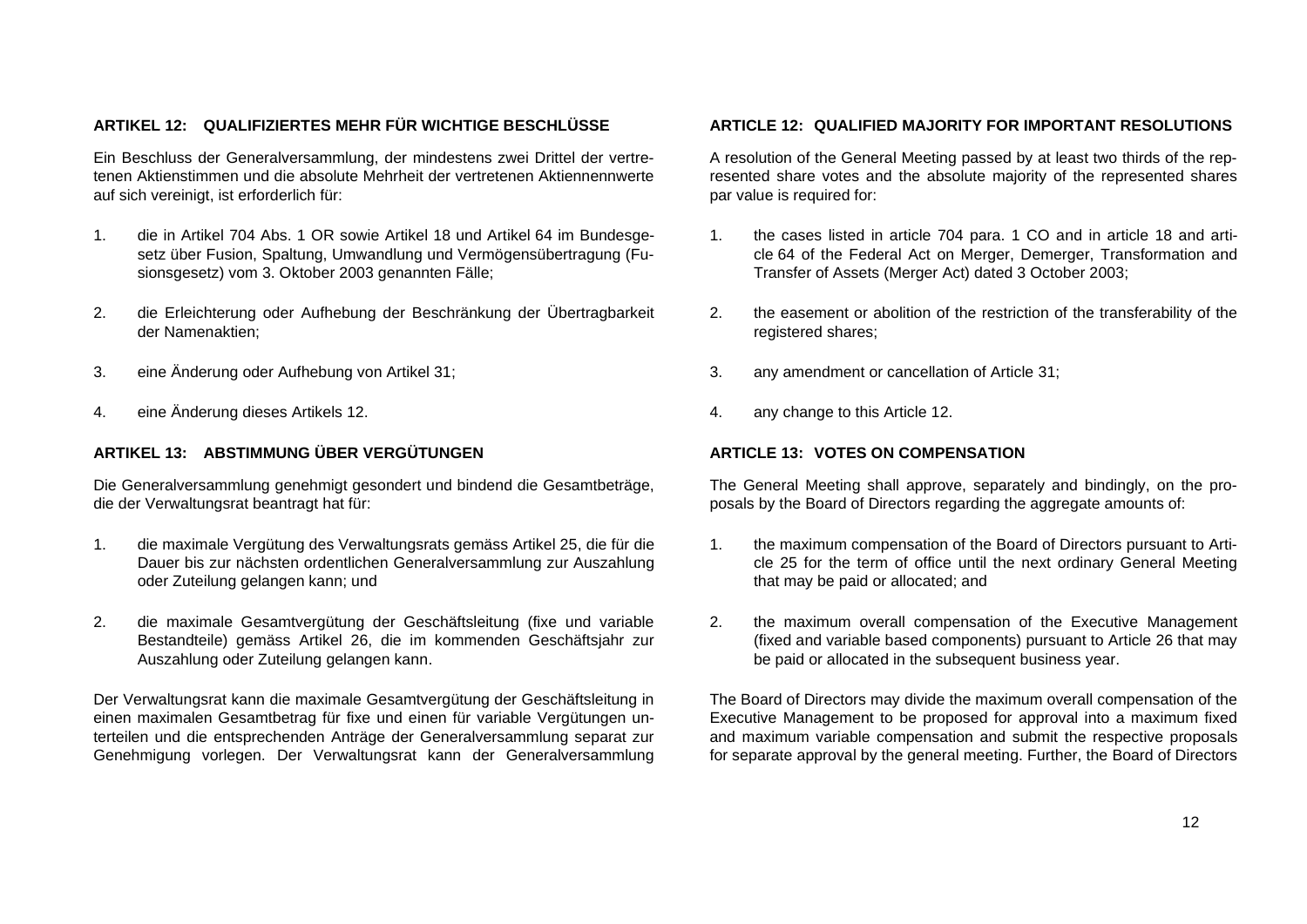**ARTIKEL 12: QUALIFIZIERTES MEHR FÜR WICHTIGE BESCHLÜSSE**

Ein Beschluss der Generalversammlung, der mindestens zwei Drittel der vertretenen Aktienstimmen und die absolute Mehrheit der vertretenen Aktiennennwerte auf sich vereinigt, ist erforderlich für:

1. die in Artikel 704 Abs. 1 OR sowie Artikel 18 und Artikel 64 im Bundesgesetz über Fusion, Spaltung, Umwandlung und Vermögensübertragung (Fusionsgesetz) vom 3. Oktober 2003 genannten Fälle;
2. die Erleichterung oder Aufhebung der Beschränkung der Übertragbarkeit der Namenaktien;
3. eine Änderung oder Aufhebung von Artikel 31;
4. eine Änderung dieses Artikels 12.

**ARTIKEL 13: ABSTIMMUNG ÜBER VERGÜTUNGEN**

Die Generalversammlung genehmigt gesondert und bindend die Gesamtbeträge, die der Verwaltungsrat beantragt hat für:

1. die maximale Vergütung des Verwaltungsrats gemäss Artikel 25, die für die Dauer bis zur nächsten ordentlichen Generalversammlung zur Auszahlung oder Zuteilung gelangen kann; und
2. die maximale Gesamtvergütung der Geschäftsleitung (fixe und variable Bestandteile) gemäss Artikel 26, die im kommenden Geschäftsjahr zur Auszahlung oder Zuteilung gelangen kann.

Der Verwaltungsrat kann die maximale Gesamtvergütung der Geschäftsleitung in einen maximalen Gesamtbetrag für fixe und einen für variable Vergütungen unterteilen und die entsprechenden Anträge der Generalversammlung separat zur Genehmigung vorlegen. Der Verwaltungsrat kann der Generalversammlung

**ARTICLE 12: QUALIFIED MAJORITY FOR IMPORTANT RESOLUTIONS**

A resolution of the General Meeting passed by at least two thirds of the represented share votes and the absolute majority of the represented shares par value is required for:

1. the cases listed in article 704 para. 1 CO and in article 18 and article 64 of the Federal Act on Merger, Demerger, Transformation and Transfer of Assets (Merger Act) dated 3 October 2003;
2. the easement or abolition of the restriction of the transferability of the registered shares;
3. any amendment or cancellation of Article 31;
4. any change to this Article 12.

**ARTICLE 13: VOTES ON COMPENSATION**

The General Meeting shall approve, separately and bindingly, on the proposals by the Board of Directors regarding the aggregate amounts of:

1. the maximum compensation of the Board of Directors pursuant to Article 25 for the term of office until the next ordinary General Meeting that may be paid or allocated; and
2. the maximum overall compensation of the Executive Management (fixed and variable based components) pursuant to Article 26 that may be paid or allocated in the subsequent business year.

The Board of Directors may divide the maximum overall compensation of the Executive Management to be proposed for approval into a maximum fixed and maximum variable compensation and submit the respective proposals for separate approval by the general meeting. Further, the Board of Directors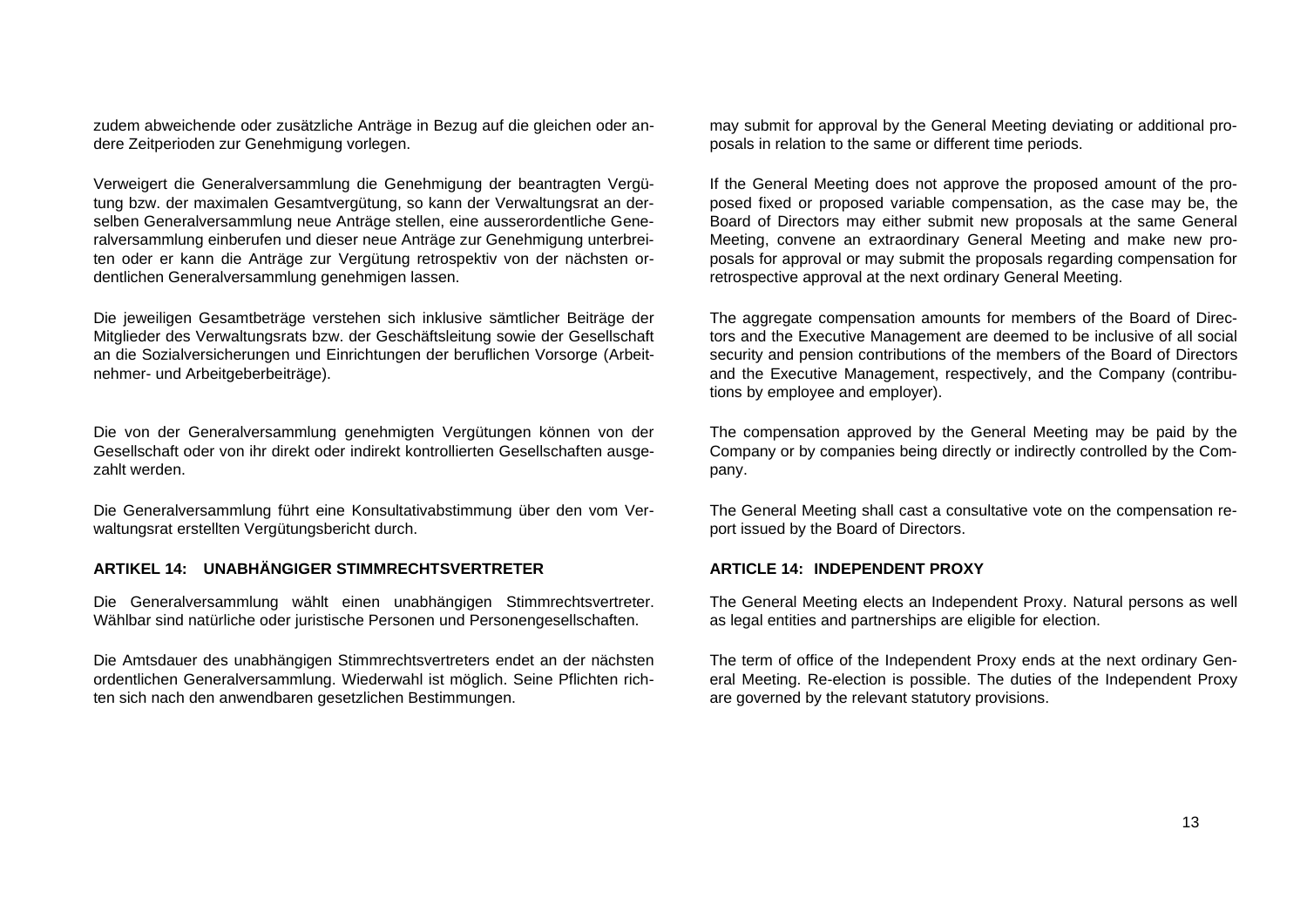zudem abweichende oder zusätzliche Anträge in Bezug auf die gleichen oder andere Zeitperioden zur Genehmigung vorlegen.

Verweigert die Generalversammlung die Genehmigung der beantragten Vergütung bzw. der maximalen Gesamtvergütung, so kann der Verwaltungsrat an derselben Generalversammlung neue Anträge stellen, eine ausserordentliche Generalversammlung einberufen und dieser neue Anträge zur Genehmigung unterbreiten oder er kann die Anträge zur Vergütung retrospektiv von der nächsten ordentlichen Generalversammlung genehmigen lassen.

Die jeweiligen Gesamtbeträge verstehen sich inklusive sämtlicher Beiträge der Mitglieder des Verwaltungsrats bzw. der Geschäftsleitung sowie der Gesellschaft an die Sozialversicherungen und Einrichtungen der beruflichen Vorsorge (Arbeitnehmer- und Arbeitgeberbeiträge).

Die von der Generalversammlung genehmigten Vergütungen können von der Gesellschaft oder von ihr direkt oder indirekt kontrollierten Gesellschaften ausgezahlt werden.

Die Generalversammlung führt eine Konsultativabstimmung über den vom Verwaltungsrat erstellten Vergütungsbericht durch.

**ARTIKEL 14: UNABHÄNGIGER STIMMRECHTSVERTRETER**

Die Generalversammlung wählt einen unabhängigen Stimmrechtsvertreter. Wählbar sind natürliche oder juristische Personen und Personengesellschaften.

Die Amtsdauer des unabhängigen Stimmrechtsvertreters endet an der nächsten ordentlichen Generalversammlung. Wiederwahl ist möglich. Seine Pflichten richten sich nach den anwendbaren gesetzlichen Bestimmungen.

may submit for approval by the General Meeting deviating or additional proposals in relation to the same or different time periods.

If the General Meeting does not approve the proposed amount of the proposed fixed or proposed variable compensation, as the case may be, the Board of Directors may either submit new proposals at the same General Meeting, convene an extraordinary General Meeting and make new proposals for approval or may submit the proposals regarding compensation for retrospective approval at the next ordinary General Meeting.

The aggregate compensation amounts for members of the Board of Directors and the Executive Management are deemed to be inclusive of all social security and pension contributions of the members of the Board of Directors and the Executive Management, respectively, and the Company (contributions by employee and employer).

The compensation approved by the General Meeting may be paid by the Company or by companies being directly or indirectly controlled by the Company.

The General Meeting shall cast a consultative vote on the compensation report issued by the Board of Directors.

**ARTICLE 14: INDEPENDENT PROXY**

The General Meeting elects an Independent Proxy. Natural persons as well as legal entities and partnerships are eligible for election.

The term of office of the Independent Proxy ends at the next ordinary General Meeting. Re-election is possible. The duties of the Independent Proxy are governed by the relevant statutory provisions.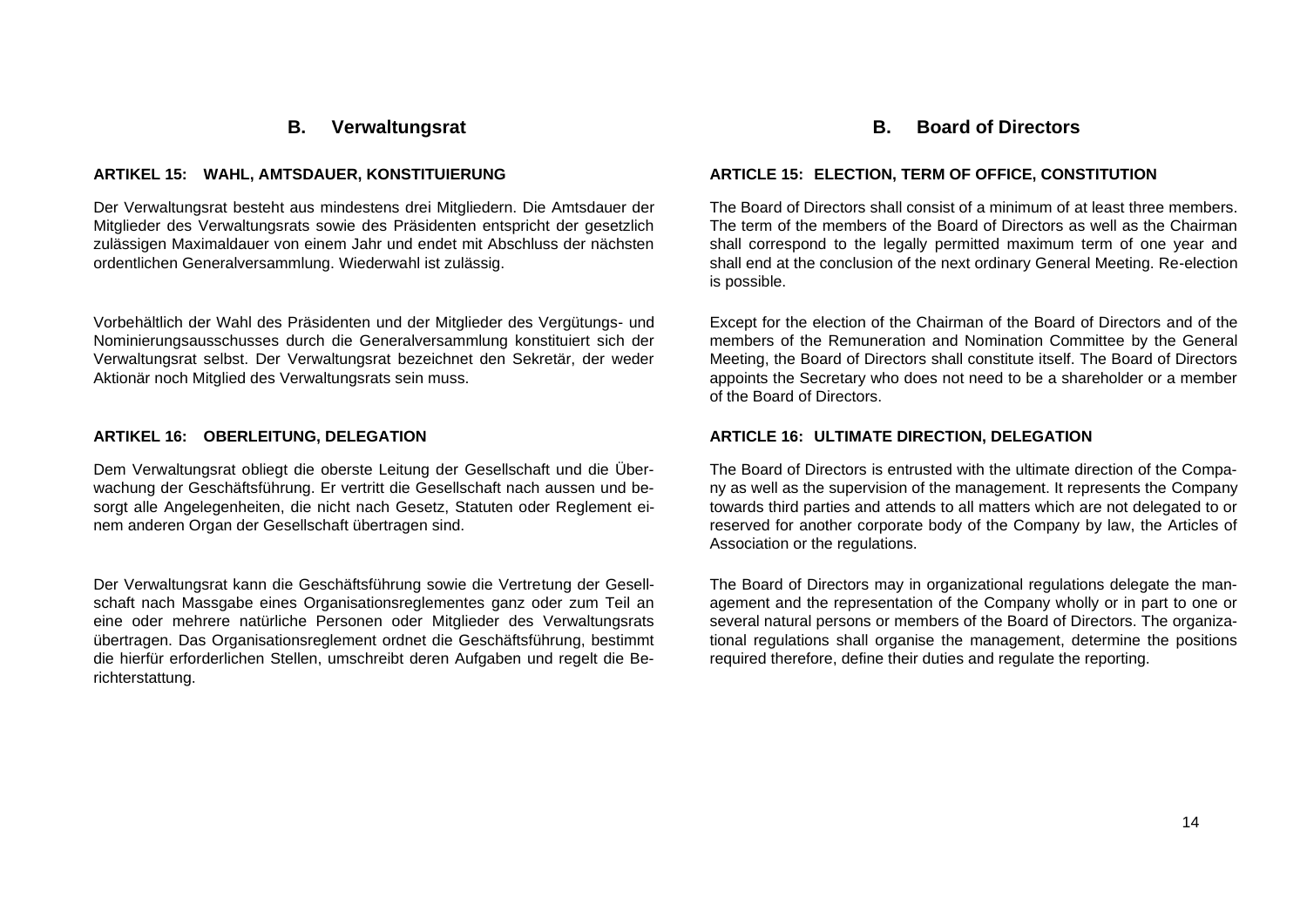## B. Verwaltungsrat

### ARTIKEL 15: WAHL, AMTSDAUER, KONSTITUIERUNG

Der Verwaltungsrat besteht aus mindestens drei Mitgliedern. Die Amtsdauer der Mitglieder des Verwaltungsrats sowie des Präsidenten entspricht der gesetzlich zulässigen Maximaldauer von einem Jahr und endet mit Abschluss der nächsten ordentlichen Generalversammlung. Wiederwahl ist zulässig.

Vorbehältlich der Wahl des Präsidenten und der Mitglieder des Vergütungs- und Nominierungsausschusses durch die Generalversammlung konstituiert sich der Verwaltungsrat selbst. Der Verwaltungsrat bezeichnet den Sekretär, der weder Aktionär noch Mitglied des Verwaltungsrats sein muss.

### ARTIKEL 16: OBERLEITUNG, DELEGATION

Dem Verwaltungsrat obliegt die oberste Leitung der Gesellschaft und die Überwachung der Geschäftsführung. Er vertritt die Gesellschaft nach aussen und besorgt alle Angelegenheiten, die nicht nach Gesetz, Statuten oder Reglement einem anderen Organ der Gesellschaft übertragen sind.

Der Verwaltungsrat kann die Geschäftsführung sowie die Vertretung der Gesellschaft nach Massgabe eines Organisationsreglementes ganz oder zum Teil an eine oder mehrere natürliche Personen oder Mitglieder des Verwaltungsrats übertragen. Das Organisationsreglement ordnet die Geschäftsführung, bestimmt die hierfür erforderlichen Stellen, umschreibt deren Aufgaben und regelt die Berichterstattung.

## B. Board of Directors

### ARTICLE 15: ELECTION, TERM OF OFFICE, CONSTITUTION

The Board of Directors shall consist of a minimum of at least three members. The term of the members of the Board of Directors as well as the Chairman shall correspond to the legally permitted maximum term of one year and shall end at the conclusion of the next ordinary General Meeting. Re-election is possible.

Except for the election of the Chairman of the Board of Directors and of the members of the Remuneration and Nomination Committee by the General Meeting, the Board of Directors shall constitute itself. The Board of Directors appoints the Secretary who does not need to be a shareholder or a member of the Board of Directors.

### ARTICLE 16: ULTIMATE DIRECTION, DELEGATION

The Board of Directors is entrusted with the ultimate direction of the Company as well as the supervision of the management. It represents the Company towards third parties and attends to all matters which are not delegated to or reserved for another corporate body of the Company by law, the Articles of Association or the regulations.

The Board of Directors may in organizational regulations delegate the management and the representation of the Company wholly or in part to one or several natural persons or members of the Board of Directors. The organizational regulations shall organise the management, determine the positions required therefore, define their duties and regulate the reporting.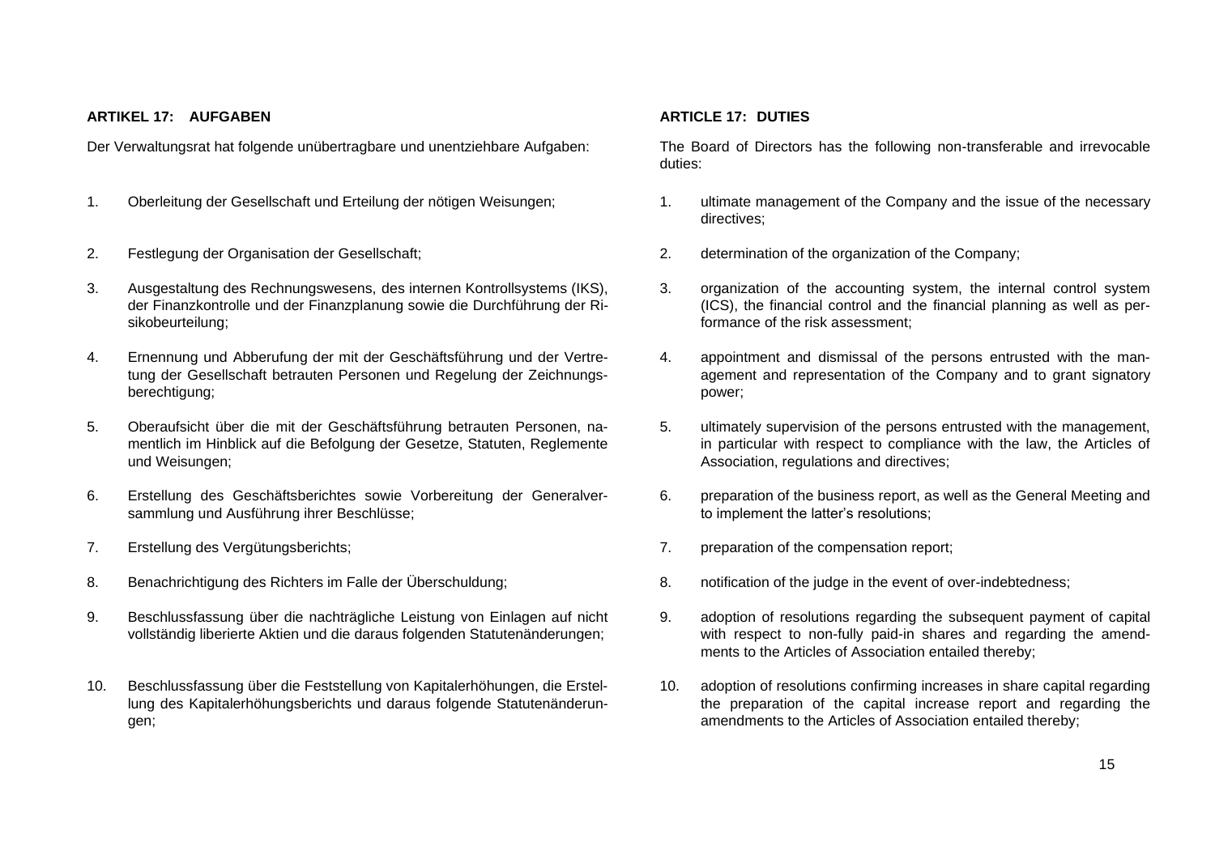**ARTIKEL 17: AUFGABEN**

Der Verwaltungsrat hat folgende unübertragbare und unentziehbare Aufgaben:

1. Oberleitung der Gesellschaft und Erteilung der nötigen Weisungen;
2. Festlegung der Organisation der Gesellschaft;
3. Ausgestaltung des Rechnungswesens, des internen Kontrollsystems (IKS), der Finanzkontrolle und der Finanzplanung sowie die Durchführung der Risikobeurteilung;
4. Ernennung und Abberufung der mit der Geschäftsführung und der Vertretung der Gesellschaft betrauten Personen und Regelung der Zeichnungsberechtigung;
5. Oberaufsicht über die mit der Geschäftsführung betrauten Personen, namentlich im Hinblick auf die Befolgung der Gesetze, Statuten, Reglemente und Weisungen;
6. Erstellung des Geschäftsberichtes sowie Vorbereitung der Generalversammlung und Ausführung ihrer Beschlüsse;
7. Erstellung des Vergütungsberichts;
8. Benachrichtigung des Richters im Falle der Überschuldung;
9. Beschlussfassung über die nachträgliche Leistung von Einlagen auf nicht vollständig liberierte Aktien und die daraus folgenden Statutenänderungen;
10. Beschlussfassung über die Feststellung von Kapitalerhöhungen, die Erstellung des Kapitalerhöhungsberichts und daraus folgende Statutenänderungen;

**ARTICLE 17: DUTIES**

The Board of Directors has the following non-transferable and irrevocable duties:

1. ultimate management of the Company and the issue of the necessary directives;
2. determination of the organization of the Company;
3. organization of the accounting system, the internal control system (ICS), the financial control and the financial planning as well as performance of the risk assessment;
4. appointment and dismissal of the persons entrusted with the management and representation of the Company and to grant signatory power;
5. ultimately supervision of the persons entrusted with the management, in particular with respect to compliance with the law, the Articles of Association, regulations and directives;
6. preparation of the business report, as well as the General Meeting and to implement the latter's resolutions;
7. preparation of the compensation report;
8. notification of the judge in the event of over-indebtedness;
9. adoption of resolutions regarding the subsequent payment of capital with respect to non-fully paid-in shares and regarding the amendments to the Articles of Association entailed thereby;
10. adoption of resolutions confirming increases in share capital regarding the preparation of the capital increase report and regarding the amendments to the Articles of Association entailed thereby;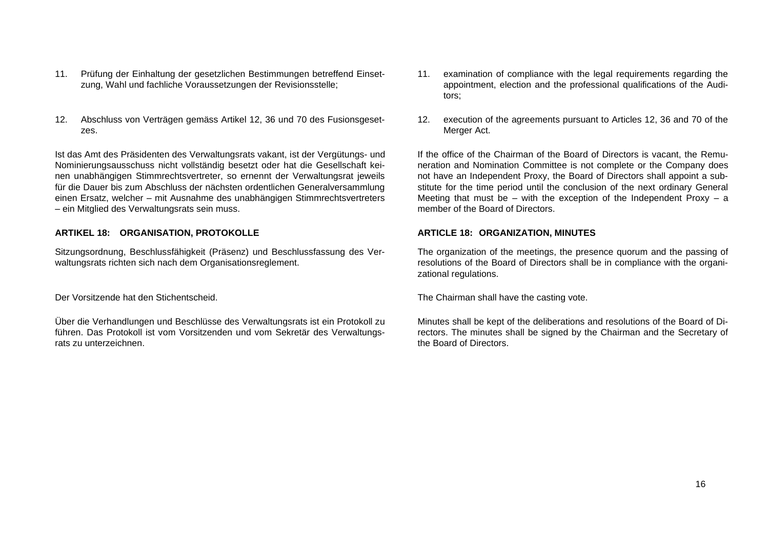11. Prüfung der Einhaltung der gesetzlichen Bestimmungen betreffend Einsetzung, Wahl und fachliche Voraussetzungen der Revisionsstelle;

12. Abschluss von Verträgen gemäss Artikel 12, 36 und 70 des Fusionsgesetzes.

Ist das Amt des Präsidenten des Verwaltungsrats vakant, ist der Vergütungs- und Nominierungsausschuss nicht vollständig besetzt oder hat die Gesellschaft keinen unabhängigen Stimmrechtsvertreter, so ernennt der Verwaltungsrat jeweils für die Dauer bis zum Abschluss der nächsten ordentlichen Generalversammlung einen Ersatz, welcher – mit Ausnahme des unabhängigen Stimmrechtsvertreters – ein Mitglied des Verwaltungsrats sein muss.

**ARTIKEL 18: ORGANISATION, PROTOKOLLE**

Sitzungsordnung, Beschlussfähigkeit (Präsenz) und Beschlussfassung des Verwaltungsrats richten sich nach dem Organisationsreglement.

Der Vorsitzende hat den Stichentscheid.

Über die Verhandlungen und Beschlüsse des Verwaltungsrats ist ein Protokoll zu führen. Das Protokoll ist vom Vorsitzenden und vom Sekretär des Verwaltungsrats zu unterzeichnen.

11. examination of compliance with the legal requirements regarding the appointment, election and the professional qualifications of the Auditors;

12. execution of the agreements pursuant to Articles 12, 36 and 70 of the Merger Act.

If the office of the Chairman of the Board of Directors is vacant, the Remuneration and Nomination Committee is not complete or the Company does not have an Independent Proxy, the Board of Directors shall appoint a substitute for the time period until the conclusion of the next ordinary General Meeting that must be – with the exception of the Independent Proxy – a member of the Board of Directors.

**ARTICLE 18: ORGANIZATION, MINUTES**

The organization of the meetings, the presence quorum and the passing of resolutions of the Board of Directors shall be in compliance with the organizational regulations.

The Chairman shall have the casting vote.

Minutes shall be kept of the deliberations and resolutions of the Board of Directors. The minutes shall be signed by the Chairman and the Secretary of the Board of Directors.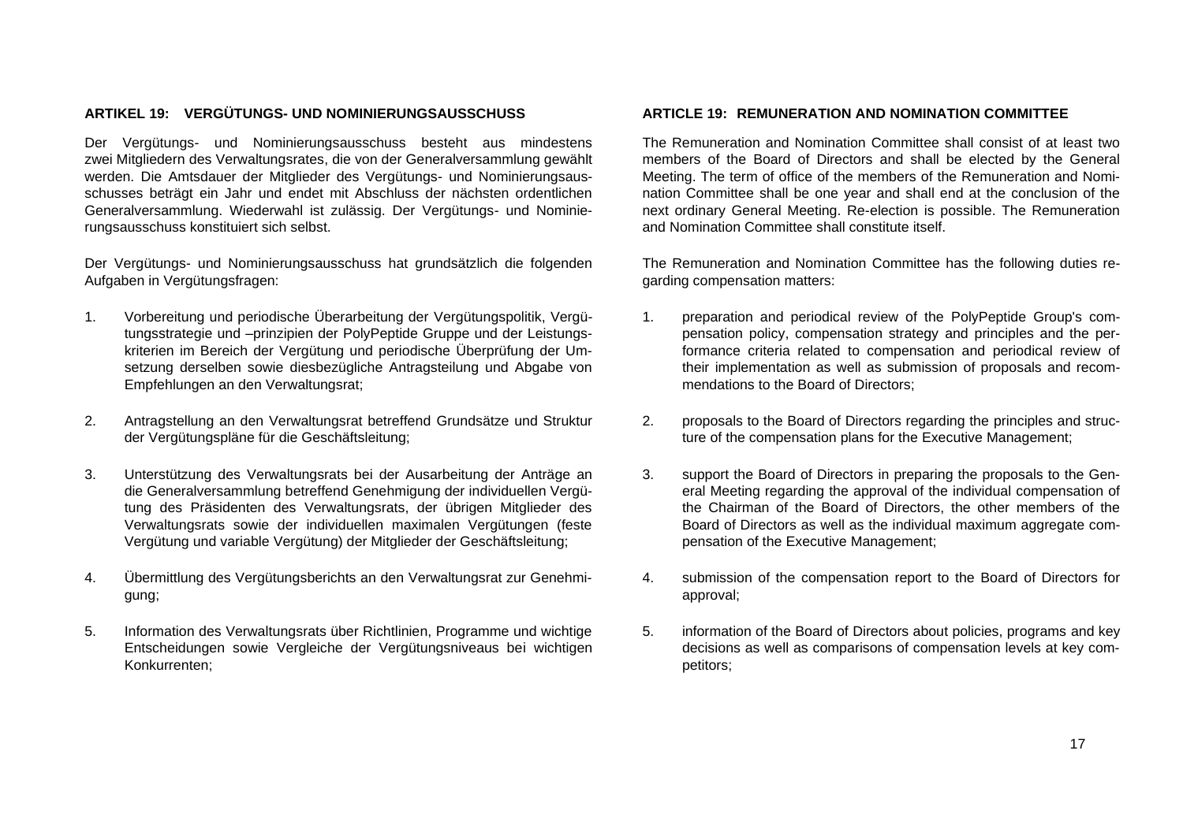**ARTIKEL 19: VERGÜTUNGS- UND NOMINIERUNGSAUSSCHUSS**

Der Vergütungs- und Nominierungsausschuss besteht aus mindestens zwei Mitgliedern des Verwaltungsrates, die von der Generalversammlung gewählt werden. Die Amtsdauer der Mitglieder des Vergütungs- und Nominierungsausschusses beträgt ein Jahr und endet mit Abschluss der nächsten ordentlichen Generalversammlung. Wiederwahl ist zulässig. Der Vergütungs- und Nominierungsausschuss konstituiert sich selbst.

Der Vergütungs- und Nominierungsausschuss hat grundsätzlich die folgenden Aufgaben in Vergütungsfragen:

1. Vorbereitung und periodische Überarbeitung der Vergütungspolitik, Vergütungsstrategie und –prinzipien der PolyPeptide Gruppe und der Leistungskriterien im Bereich der Vergütung und periodische Überprüfung der Umsetzung derselben sowie diesbezügliche Antragsteilung und Abgabe von Empfehlungen an den Verwaltungsrat;

2. Antragstellung an den Verwaltungsrat betreffend Grundsätze und Struktur der Vergütungspläne für die Geschäftsleitung;

3. Unterstützung des Verwaltungsrats bei der Ausarbeitung der Anträge an die Generalversammlung betreffend Genehmigung der individuellen Vergütung des Präsidenten des Verwaltungsrats, der übrigen Mitglieder des Verwaltungsrats sowie der individuellen maximalen Vergütungen (feste Vergütung und variable Vergütung) der Mitglieder der Geschäftsleitung;

4. Übermittlung des Vergütungsberichts an den Verwaltungsrat zur Genehmigung;

5. Information des Verwaltungsrats über Richtlinien, Programme und wichtige Entscheidungen sowie Vergleiche der Vergütungsniveaus bei wichtigen Konkurrenten;

**ARTICLE 19: REMUNERATION AND NOMINATION COMMITTEE**

The Remuneration and Nomination Committee shall consist of at least two members of the Board of Directors and shall be elected by the General Meeting. The term of office of the members of the Remuneration and Nomination Committee shall be one year and shall end at the conclusion of the next ordinary General Meeting. Re-election is possible. The Remuneration and Nomination Committee shall constitute itself.

The Remuneration and Nomination Committee has the following duties regarding compensation matters:

1. preparation and periodical review of the PolyPeptide Group's compensation policy, compensation strategy and principles and the performance criteria related to compensation and periodical review of their implementation as well as submission of proposals and recommendations to the Board of Directors;

2. proposals to the Board of Directors regarding the principles and structure of the compensation plans for the Executive Management;

3. support the Board of Directors in preparing the proposals to the General Meeting regarding the approval of the individual compensation of the Chairman of the Board of Directors, the other members of the Board of Directors as well as the individual maximum aggregate compensation of the Executive Management;

4. submission of the compensation report to the Board of Directors for approval;

5. information of the Board of Directors about policies, programs and key decisions as well as comparisons of compensation levels at key competitors;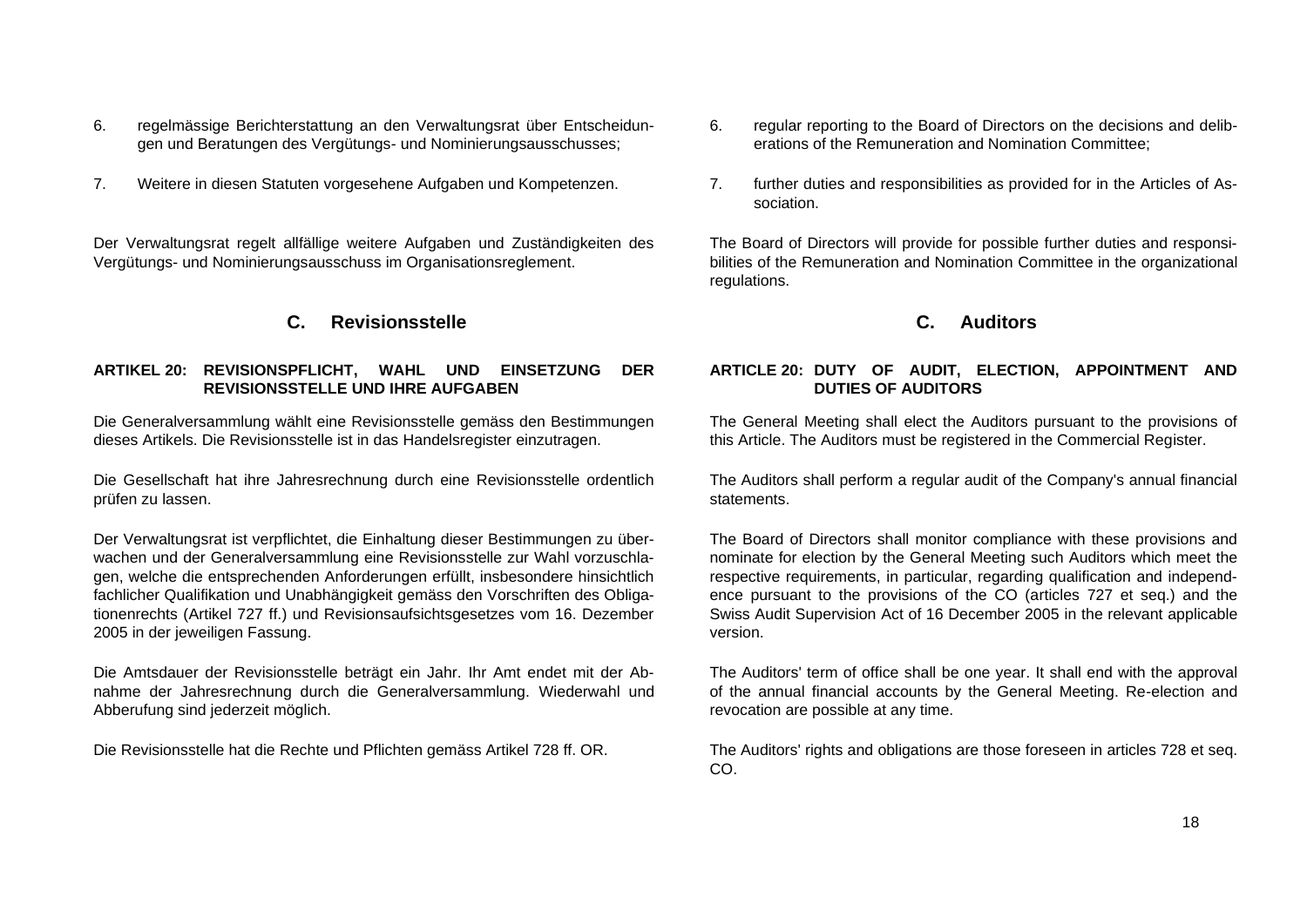6. regelmässige Berichterstattung an den Verwaltungsrat über Entscheidungen und Beratungen des Vergütungs- und Nominierungsausschusses;

7. Weitere in diesen Statuten vorgesehene Aufgaben und Kompetenzen.

Der Verwaltungsrat regelt allfällige weitere Aufgaben und Zuständigkeiten des Vergütungs- und Nominierungsausschuss im Organisationsreglement.

## C. Revisionsstelle

### ARTIKEL 20: REVISIONSPFLICHT, WAHL UND EINSETZUNG DER REVISIONSSTELLE UND IHRE AUFGABEN

Die Generalversammlung wählt eine Revisionsstelle gemäss den Bestimmungen dieses Artikels. Die Revisionsstelle ist in das Handelsregister einzutragen.

Die Gesellschaft hat ihre Jahresrechnung durch eine Revisionsstelle ordentlich prüfen zu lassen.

Der Verwaltungsrat ist verpflichtet, die Einhaltung dieser Bestimmungen zu überwachen und der Generalversammlung eine Revisionsstelle zur Wahl vorzuschlagen, welche die entsprechenden Anforderungen erfüllt, insbesondere hinsichtlich fachlicher Qualifikation und Unabhängigkeit gemäss den Vorschriften des Obligationenrechts (Artikel 727 ff.) und Revisionsaufsichtsgesetzes vom 16. Dezember 2005 in der jeweiligen Fassung.

Die Amtsdauer der Revisionsstelle beträgt ein Jahr. Ihr Amt endet mit der Abnahme der Jahresrechnung durch die Generalversammlung. Wiederwahl und Abberufung sind jederzeit möglich.

Die Revisionsstelle hat die Rechte und Pflichten gemäss Artikel 728 ff. OR.

6. regular reporting to the Board of Directors on the decisions and deliberations of the Remuneration and Nomination Committee;

7. further duties and responsibilities as provided for in the Articles of Association.

The Board of Directors will provide for possible further duties and responsibilities of the Remuneration and Nomination Committee in the organizational regulations.

## C. Auditors

### ARTICLE 20: DUTY OF AUDIT, ELECTION, APPOINTMENT AND DUTIES OF AUDITORS

The General Meeting shall elect the Auditors pursuant to the provisions of this Article. The Auditors must be registered in the Commercial Register.

The Auditors shall perform a regular audit of the Company's annual financial statements.

The Board of Directors shall monitor compliance with these provisions and nominate for election by the General Meeting such Auditors which meet the respective requirements, in particular, regarding qualification and independence pursuant to the provisions of the CO (articles 727 et seq.) and the Swiss Audit Supervision Act of 16 December 2005 in the relevant applicable version.

The Auditors' term of office shall be one year. It shall end with the approval of the annual financial accounts by the General Meeting. Re-election and revocation are possible at any time.

The Auditors' rights and obligations are those foreseen in articles 728 et seq. CO.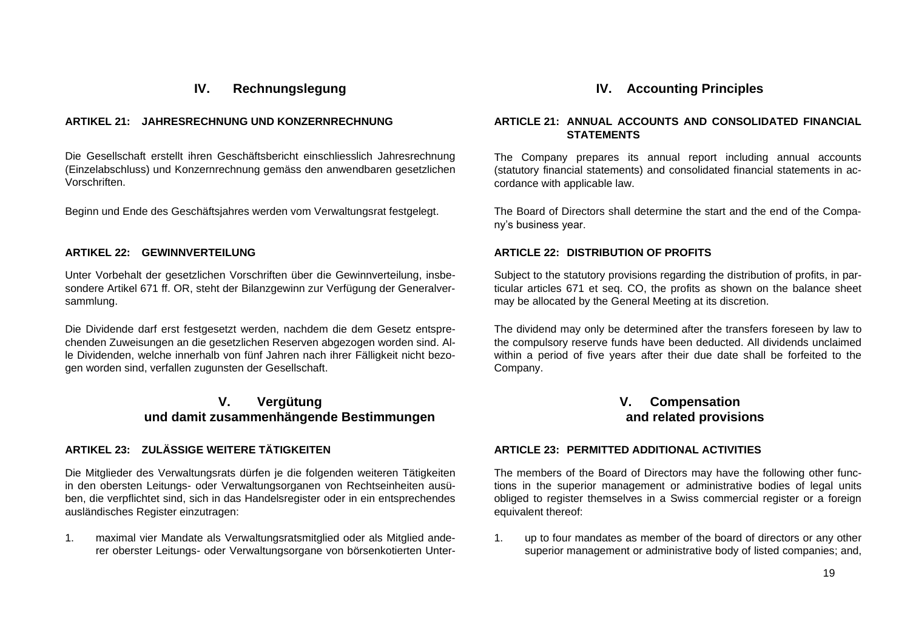## IV. Rechnungslegung

### ARTIKEL 21: JAHRESRECHNUNG UND KONZERNRECHNUNG

Die Gesellschaft erstellt ihren Geschäftsbericht einschliesslich Jahresrechnung (Einzelabschluss) und Konzernrechnung gemäss den anwendbaren gesetzlichen Vorschriften.

Beginn und Ende des Geschäftsjahres werden vom Verwaltungsrat festgelegt.

### ARTIKEL 22: GEWINNVERTEILUNG

Unter Vorbehalt der gesetzlichen Vorschriften über die Gewinnverteilung, insbesondere Artikel 671 ff. OR, steht der Bilanzgewinn zur Verfügung der Generalversammlung.

Die Dividende darf erst festgesetzt werden, nachdem die dem Gesetz entsprechenden Zuweisungen an die gesetzlichen Reserven abgezogen worden sind. Alle Dividenden, welche innerhalb von fünf Jahren nach ihrer Fälligkeit nicht bezogen worden sind, verfallen zugunsten der Gesellschaft.

## V. Vergütung und damit zusammenhängende Bestimmungen

### ARTIKEL 23: ZULÄSSIGE WEITERE TÄTIGKEITEN

Die Mitglieder des Verwaltungsrats dürfen je die folgenden weiteren Tätigkeiten in den obersten Leitungs- oder Verwaltungsorganen von Rechtseinheiten ausüben, die verpflichtet sind, sich in das Handelsregister oder in ein entsprechendes ausländisches Register einzutragen:

1. maximal vier Mandate als Verwaltungsratsmitglied oder als Mitglied anderer oberster Leitungs- oder Verwaltungsorgane von börsenkotierten Unter-

## IV. Accounting Principles

### ARTICLE 21: ANNUAL ACCOUNTS AND CONSOLIDATED FINANCIAL STATEMENTS

The Company prepares its annual report including annual accounts (statutory financial statements) and consolidated financial statements in accordance with applicable law.

The Board of Directors shall determine the start and the end of the Company's business year.

### ARTICLE 22: DISTRIBUTION OF PROFITS

Subject to the statutory provisions regarding the distribution of profits, in particular articles 671 et seq. CO, the profits as shown on the balance sheet may be allocated by the General Meeting at its discretion.

The dividend may only be determined after the transfers foreseen by law to the compulsory reserve funds have been deducted. All dividends unclaimed within a period of five years after their due date shall be forfeited to the Company.

## V. Compensation and related provisions

### ARTICLE 23: PERMITTED ADDITIONAL ACTIVITIES

The members of the Board of Directors may have the following other functions in the superior management or administrative bodies of legal units obliged to register themselves in a Swiss commercial register or a foreign equivalent thereof:

1. up to four mandates as member of the board of directors or any other superior management or administrative body of listed companies; and,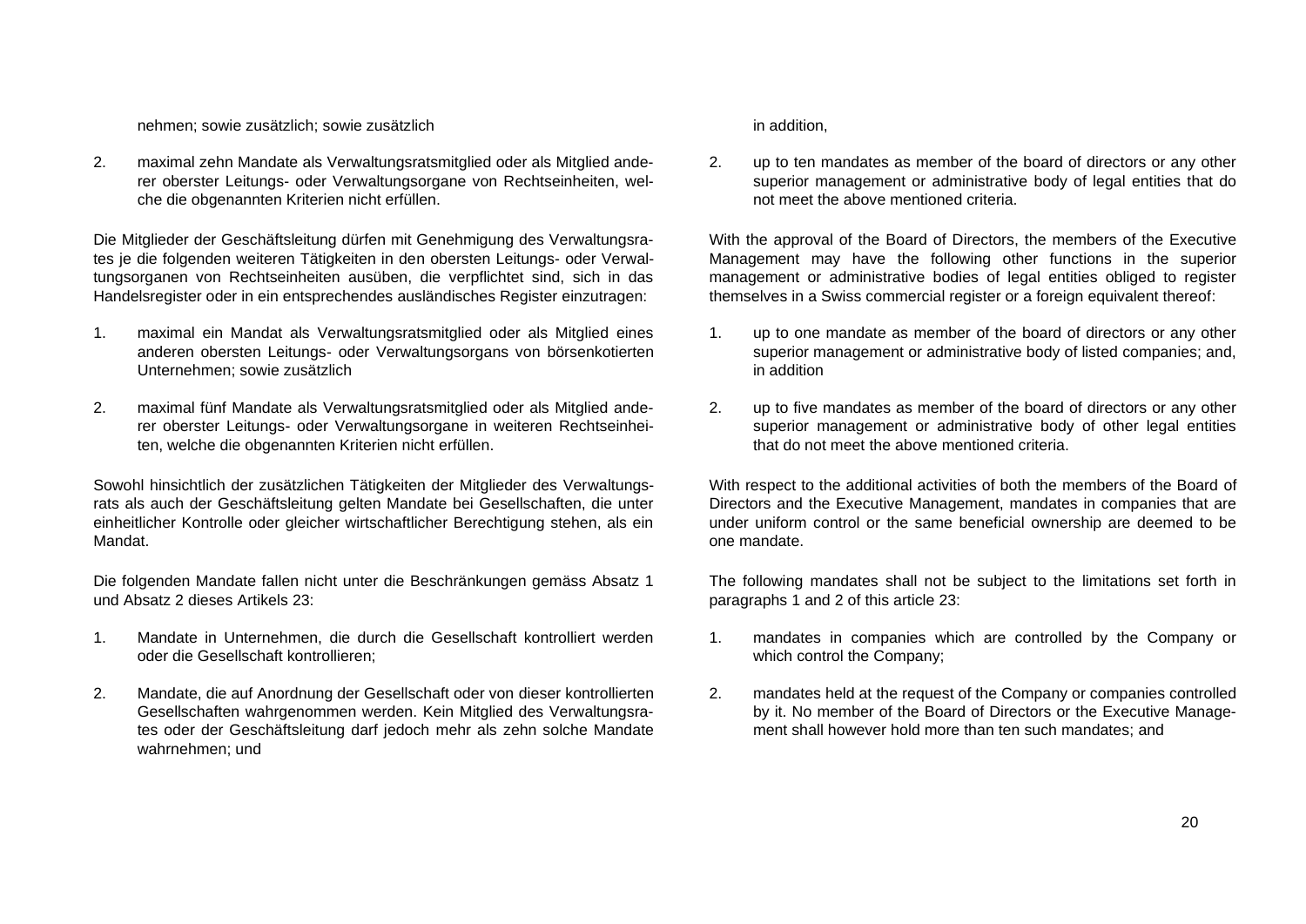nehmen; sowie zusätzlich; sowie zusätzlich

2. maximal zehn Mandate als Verwaltungsratsmitglied oder als Mitglied anderer oberster Leitungs- oder Verwaltungsorgane von Rechtseinheiten, welche die obgenannten Kriterien nicht erfüllen.

Die Mitglieder der Geschäftsleitung dürfen mit Genehmigung des Verwaltungsrates je die folgenden weiteren Tätigkeiten in den obersten Leitungs- oder Verwaltungsorganen von Rechtseinheiten ausüben, die verpflichtet sind, sich in das Handelsregister oder in ein entsprechendes ausländisches Register einzutragen:

1. maximal ein Mandat als Verwaltungsratsmitglied oder als Mitglied eines anderen obersten Leitungs- oder Verwaltungsorgans von börsenkotierten Unternehmen; sowie zusätzlich

2. maximal fünf Mandate als Verwaltungsratsmitglied oder als Mitglied anderer oberster Leitungs- oder Verwaltungsorgane in weiteren Rechtseinheiten, welche die obgenannten Kriterien nicht erfüllen.

Sowohl hinsichtlich der zusätzlichen Tätigkeiten der Mitglieder des Verwaltungsrats als auch der Geschäftsleitung gelten Mandate bei Gesellschaften, die unter einheitlicher Kontrolle oder gleicher wirtschaftlicher Berechtigung stehen, als ein Mandat.

Die folgenden Mandate fallen nicht unter die Beschränkungen gemäss Absatz 1 und Absatz 2 dieses Artikels 23:

1. Mandate in Unternehmen, die durch die Gesellschaft kontrolliert werden oder die Gesellschaft kontrollieren;

2. Mandate, die auf Anordnung der Gesellschaft oder von dieser kontrollierten Gesellschaften wahrgenommen werden. Kein Mitglied des Verwaltungsrates oder der Geschäftsleitung darf jedoch mehr als zehn solche Mandate wahrnehmen; und

in addition,

2. up to ten mandates as member of the board of directors or any other superior management or administrative body of legal entities that do not meet the above mentioned criteria.

With the approval of the Board of Directors, the members of the Executive Management may have the following other functions in the superior management or administrative bodies of legal entities obliged to register themselves in a Swiss commercial register or a foreign equivalent thereof:

1. up to one mandate as member of the board of directors or any other superior management or administrative body of listed companies; and, in addition

2. up to five mandates as member of the board of directors or any other superior management or administrative body of other legal entities that do not meet the above mentioned criteria.

With respect to the additional activities of both the members of the Board of Directors and the Executive Management, mandates in companies that are under uniform control or the same beneficial ownership are deemed to be one mandate.

The following mandates shall not be subject to the limitations set forth in paragraphs 1 and 2 of this article 23:

1. mandates in companies which are controlled by the Company or which control the Company;

2. mandates held at the request of the Company or companies controlled by it. No member of the Board of Directors or the Executive Management shall however hold more than ten such mandates; and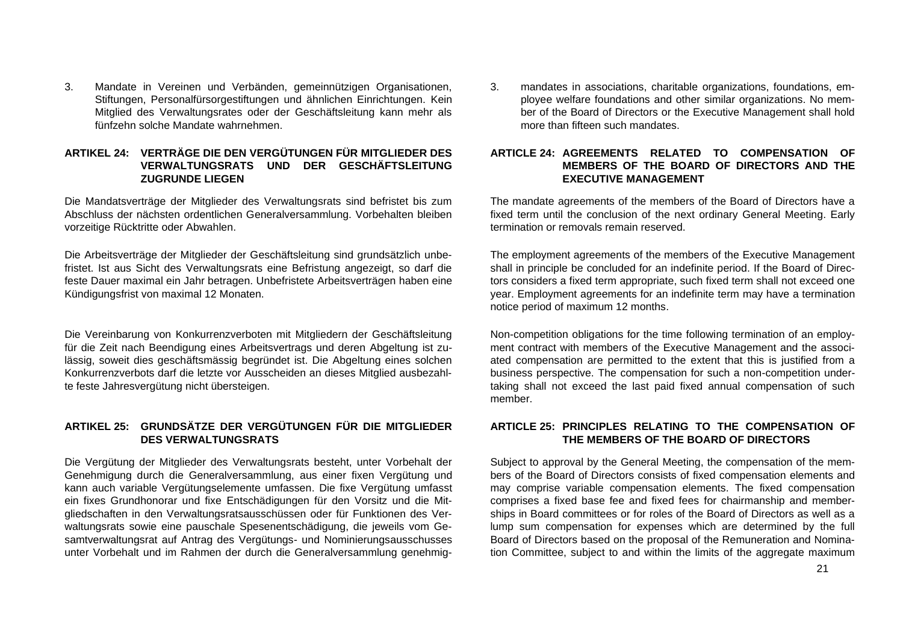3. Mandate in Vereinen und Verbänden, gemeinnützigen Organisationen, Stiftungen, Personalfürsorgestiftungen und ähnlichen Einrichtungen. Kein Mitglied des Verwaltungsrates oder der Geschäftsleitung kann mehr als fünfzehn solche Mandate wahrnehmen.

### ARTIKEL 24: VERTRÄGE DIE DEN VERGÜTUNGEN FÜR MITGLIEDER DES VERWALTUNGSRATS UND DER GESCHÄFTSLEITUNG ZUGRUNDE LIEGEN

Die Mandatsverträge der Mitglieder des Verwaltungsrats sind befristet bis zum Abschluss der nächsten ordentlichen Generalversammlung. Vorbehalten bleiben vorzeitige Rücktritte oder Abwahlen.

Die Arbeitsverträge der Mitglieder der Geschäftsleitung sind grundsätzlich unbefristet. Ist aus Sicht des Verwaltungsrats eine Befristung angezeigt, so darf die feste Dauer maximal ein Jahr betragen. Unbefristete Arbeitsverträgen haben eine Kündigungsfrist von maximal 12 Monaten.

Die Vereinbarung von Konkurrenzverboten mit Mitgliedern der Geschäftsleitung für die Zeit nach Beendigung eines Arbeitsvertrags und deren Abgeltung ist zulässig, soweit dies geschäftsmässig begründet ist. Die Abgeltung eines solchen Konkurrenzverbots darf die letzte vor Ausscheiden an dieses Mitglied ausbezahlte feste Jahresvergütung nicht übersteigen.

### ARTIKEL 25: GRUNDSÄTZE DER VERGÜTUNGEN FÜR DIE MITGLIEDER DES VERWALTUNGSRATS

Die Vergütung der Mitglieder des Verwaltungsrats besteht, unter Vorbehalt der Genehmigung durch die Generalversammlung, aus einer fixen Vergütung und kann auch variable Vergütungselemente umfassen. Die fixe Vergütung umfasst ein fixes Grundhonorar und fixe Entschädigungen für den Vorsitz und die Mitgliedschaften in den Verwaltungsratsausschüssen oder für Funktionen des Verwaltungsrats sowie eine pauschale Spesenentschädigung, die jeweils vom Gesamtverwaltungsrat auf Antrag des Vergütungs- und Nominierungsausschusses unter Vorbehalt und im Rahmen der durch die Generalversammlung genehmig-

3. mandates in associations, charitable organizations, foundations, employee welfare foundations and other similar organizations. No member of the Board of Directors or the Executive Management shall hold more than fifteen such mandates.

### ARTICLE 24: AGREEMENTS RELATED TO COMPENSATION OF MEMBERS OF THE BOARD OF DIRECTORS AND THE EXECUTIVE MANAGEMENT

The mandate agreements of the members of the Board of Directors have a fixed term until the conclusion of the next ordinary General Meeting. Early termination or removals remain reserved.

The employment agreements of the members of the Executive Management shall in principle be concluded for an indefinite period. If the Board of Directors considers a fixed term appropriate, such fixed term shall not exceed one year. Employment agreements for an indefinite term may have a termination notice period of maximum 12 months.

Non-competition obligations for the time following termination of an employment contract with members of the Executive Management and the associated compensation are permitted to the extent that this is justified from a business perspective. The compensation for such a non-competition undertaking shall not exceed the last paid fixed annual compensation of such member.

### ARTICLE 25: PRINCIPLES RELATING TO THE COMPENSATION OF THE MEMBERS OF THE BOARD OF DIRECTORS

Subject to approval by the General Meeting, the compensation of the members of the Board of Directors consists of fixed compensation elements and may comprise variable compensation elements. The fixed compensation comprises a fixed base fee and fixed fees for chairmanship and memberships in Board committees or for roles of the Board of Directors as well as a lump sum compensation for expenses which are determined by the full Board of Directors based on the proposal of the Remuneration and Nomination Committee, subject to and within the limits of the aggregate maximum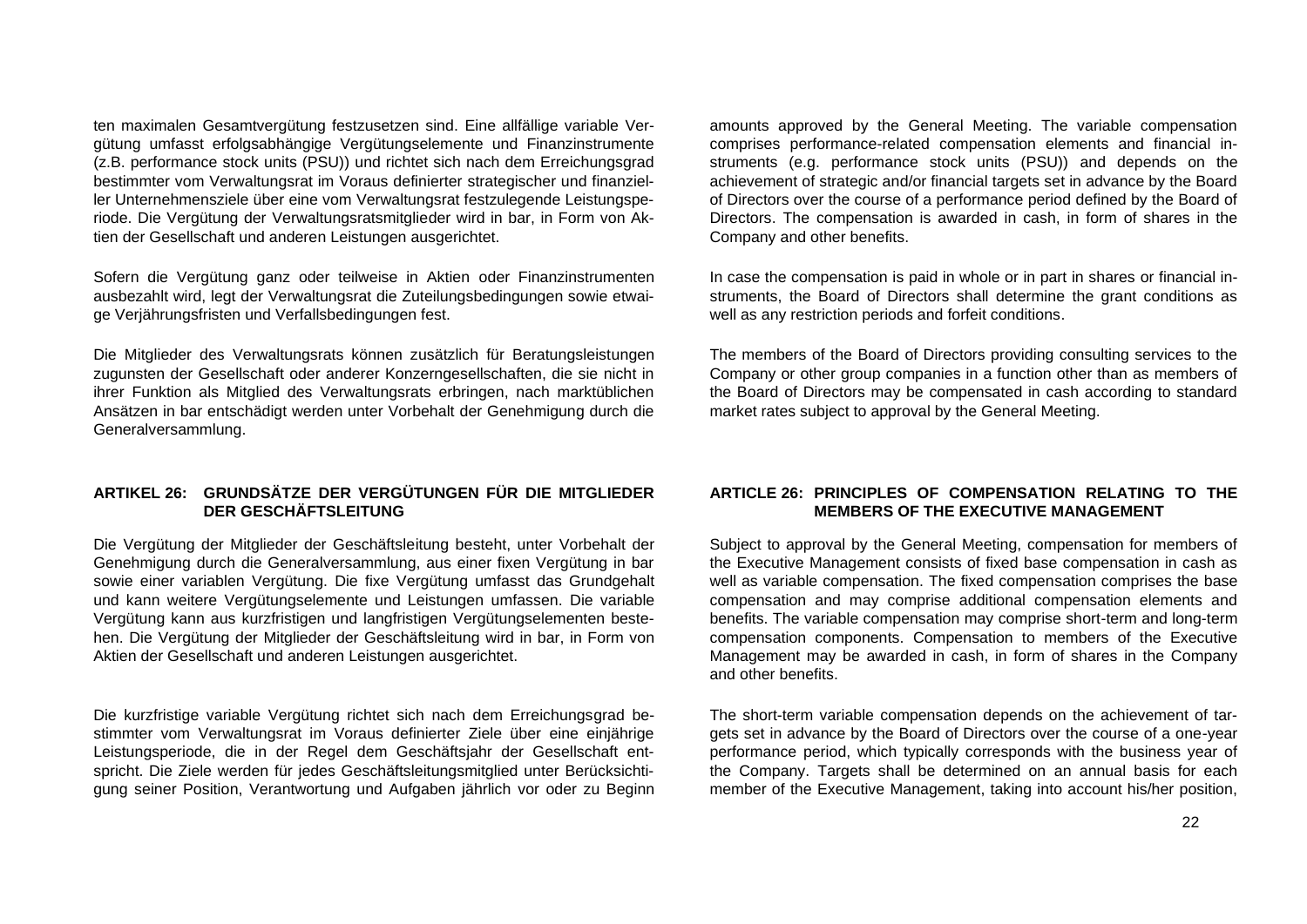ten maximalen Gesamtvergütung festzusetzen sind. Eine allfällige variable Vergütung umfasst erfolgsabhängige Vergütungselemente und Finanzinstrumente (z.B. performance stock units (PSU)) und richtet sich nach dem Erreichungsgrad bestimmter vom Verwaltungsrat im Voraus definierter strategischer und finanzieller Unternehmensziele über eine vom Verwaltungsrat festzulegende Leistungsperiode. Die Vergütung der Verwaltungsratsmitglieder wird in bar, in Form von Aktien der Gesellschaft und anderen Leistungen ausgerichtet.

Sofern die Vergütung ganz oder teilweise in Aktien oder Finanzinstrumenten ausbezahlt wird, legt der Verwaltungsrat die Zuteilungsbedingungen sowie etwaige Verjährungsfristen und Verfallsbedingungen fest.

Die Mitglieder des Verwaltungsrats können zusätzlich für Beratungsleistungen zugunsten der Gesellschaft oder anderer Konzerngesellschaften, die sie nicht in ihrer Funktion als Mitglied des Verwaltungsrats erbringen, nach marktüblichen Ansätzen in bar entschädigt werden unter Vorbehalt der Genehmigung durch die Generalversammlung.

amounts approved by the General Meeting. The variable compensation comprises performance-related compensation elements and financial instruments (e.g. performance stock units (PSU)) and depends on the achievement of strategic and/or financial targets set in advance by the Board of Directors over the course of a performance period defined by the Board of Directors. The compensation is awarded in cash, in form of shares in the Company and other benefits.

In case the compensation is paid in whole or in part in shares or financial instruments, the Board of Directors shall determine the grant conditions as well as any restriction periods and forfeit conditions.

The members of the Board of Directors providing consulting services to the Company or other group companies in a function other than as members of the Board of Directors may be compensated in cash according to standard market rates subject to approval by the General Meeting.

## ARTIKEL 26: GRUNDSÄTZE DER VERGÜTUNGEN FÜR DIE MITGLIEDER DER GESCHÄFTSLEITUNG

Die Vergütung der Mitglieder der Geschäftsleitung besteht, unter Vorbehalt der Genehmigung durch die Generalversammlung, aus einer fixen Vergütung in bar sowie einer variablen Vergütung. Die fixe Vergütung umfasst das Grundgehalt und kann weitere Vergütungselemente und Leistungen umfassen. Die variable Vergütung kann aus kurzfristigen und langfristigen Vergütungselementen bestehen. Die Vergütung der Mitglieder der Geschäftsleitung wird in bar, in Form von Aktien der Gesellschaft und anderen Leistungen ausgerichtet.

Die kurzfristige variable Vergütung richtet sich nach dem Erreichungsgrad bestimmter vom Verwaltungsrat im Voraus definierter Ziele über eine einjährige Leistungsperiode, die in der Regel dem Geschäftsjahr der Gesellschaft entspricht. Die Ziele werden für jedes Geschäftsleitungsmitglied unter Berücksichtigung seiner Position, Verantwortung und Aufgaben jährlich vor oder zu Beginn

## ARTICLE 26: PRINCIPLES OF COMPENSATION RELATING TO THE MEMBERS OF THE EXECUTIVE MANAGEMENT

Subject to approval by the General Meeting, compensation for members of the Executive Management consists of fixed base compensation in cash as well as variable compensation. The fixed compensation comprises the base compensation and may comprise additional compensation elements and benefits. The variable compensation may comprise short-term and long-term compensation components. Compensation to members of the Executive Management may be awarded in cash, in form of shares in the Company and other benefits.

The short-term variable compensation depends on the achievement of targets set in advance by the Board of Directors over the course of a one-year performance period, which typically corresponds with the business year of the Company. Targets shall be determined on an annual basis for each member of the Executive Management, taking into account his/her position,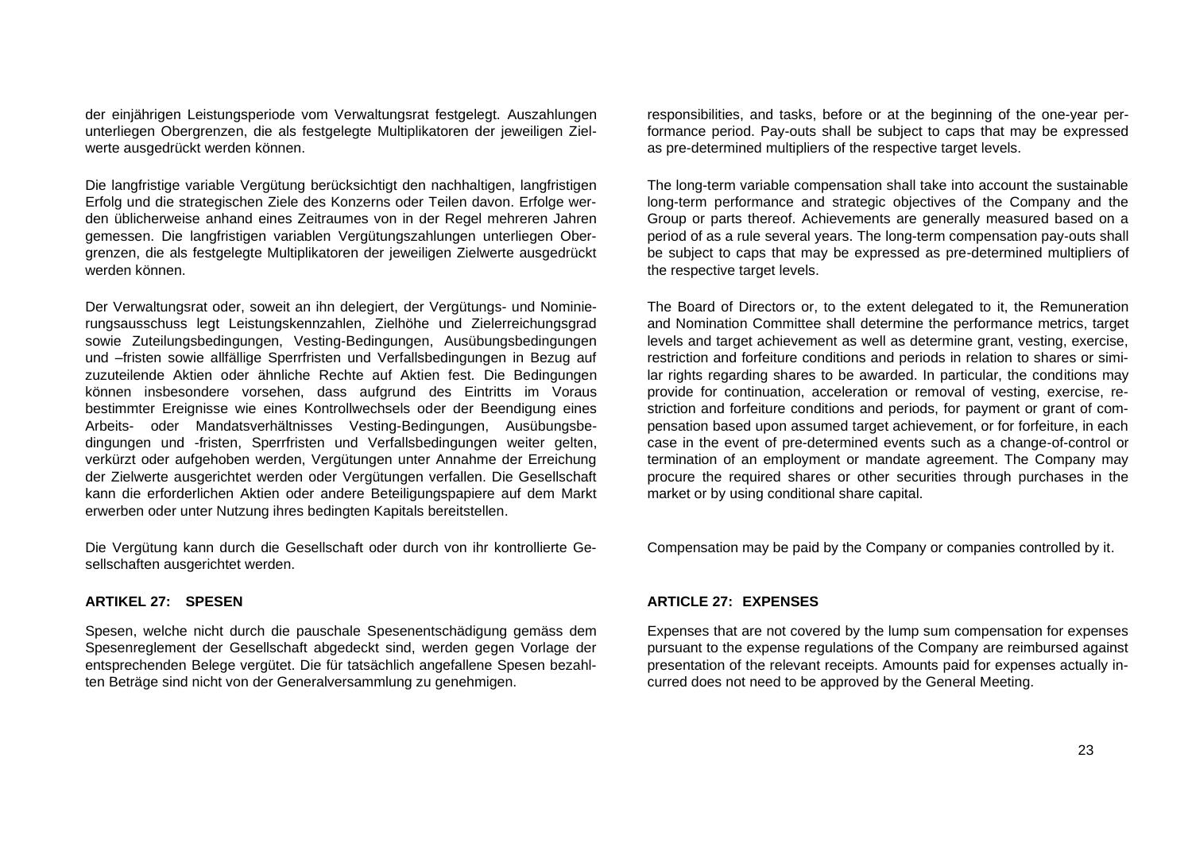der einjährigen Leistungsperiode vom Verwaltungsrat festgelegt. Auszahlungen unterliegen Obergrenzen, die als festgelegte Multiplikatoren der jeweiligen Zielwerte ausgedrückt werden können.

Die langfristige variable Vergütung berücksichtigt den nachhaltigen, langfristigen Erfolg und die strategischen Ziele des Konzerns oder Teilen davon. Erfolge werden üblicherweise anhand eines Zeitraumes von in der Regel mehreren Jahren gemessen. Die langfristigen variablen Vergütungszahlungen unterliegen Obergrenzen, die als festgelegte Multiplikatoren der jeweiligen Zielwerte ausgedrückt werden können.

Der Verwaltungsrat oder, soweit an ihn delegiert, der Vergütungs- und Nominierungsausschuss legt Leistungskennzahlen, Zielhöhe und Zielerreichungsgrad sowie Zuteilungsbedingungen, Vesting-Bedingungen, Ausübungsbedingungen und –fristen sowie allfällige Sperrfristen und Verfallsbedingungen in Bezug auf zuzuteilende Aktien oder ähnliche Rechte auf Aktien fest. Die Bedingungen können insbesondere vorsehen, dass aufgrund des Eintritts im Voraus bestimmter Ereignisse wie eines Kontrollwechsels oder der Beendigung eines Arbeits- oder Mandatsverhältnisses Vesting-Bedingungen, Ausübungsbedingungen und -fristen, Sperrfristen und Verfallsbedingungen weiter gelten, verkürzt oder aufgehoben werden, Vergütungen unter Annahme der Erreichung der Zielwerte ausgerichtet werden oder Vergütungen verfallen. Die Gesellschaft kann die erforderlichen Aktien oder andere Beteiligungspapiere auf dem Markt erwerben oder unter Nutzung ihres bedingten Kapitals bereitstellen.

Die Vergütung kann durch die Gesellschaft oder durch von ihr kontrollierte Gesellschaften ausgerichtet werden.

**ARTIKEL 27: SPESEN**

Spesen, welche nicht durch die pauschale Spesenentschädigung gemäss dem Spesenreglement der Gesellschaft abgedeckt sind, werden gegen Vorlage der entsprechenden Belege vergütet. Die für tatsächlich angefallene Spesen bezahlten Beträge sind nicht von der Generalversammlung zu genehmigen.

responsibilities, and tasks, before or at the beginning of the one-year performance period. Pay-outs shall be subject to caps that may be expressed as pre-determined multipliers of the respective target levels.

The long-term variable compensation shall take into account the sustainable long-term performance and strategic objectives of the Company and the Group or parts thereof. Achievements are generally measured based on a period of as a rule several years. The long-term compensation pay-outs shall be subject to caps that may be expressed as pre-determined multipliers of the respective target levels.

The Board of Directors or, to the extent delegated to it, the Remuneration and Nomination Committee shall determine the performance metrics, target levels and target achievement as well as determine grant, vesting, exercise, restriction and forfeiture conditions and periods in relation to shares or similar rights regarding shares to be awarded. In particular, the conditions may provide for continuation, acceleration or removal of vesting, exercise, restriction and forfeiture conditions and periods, for payment or grant of compensation based upon assumed target achievement, or for forfeiture, in each case in the event of pre-determined events such as a change-of-control or termination of an employment or mandate agreement. The Company may procure the required shares or other securities through purchases in the market or by using conditional share capital.

Compensation may be paid by the Company or companies controlled by it.

**ARTICLE 27: EXPENSES**

Expenses that are not covered by the lump sum compensation for expenses pursuant to the expense regulations of the Company are reimbursed against presentation of the relevant receipts. Amounts paid for expenses actually incurred does not need to be approved by the General Meeting.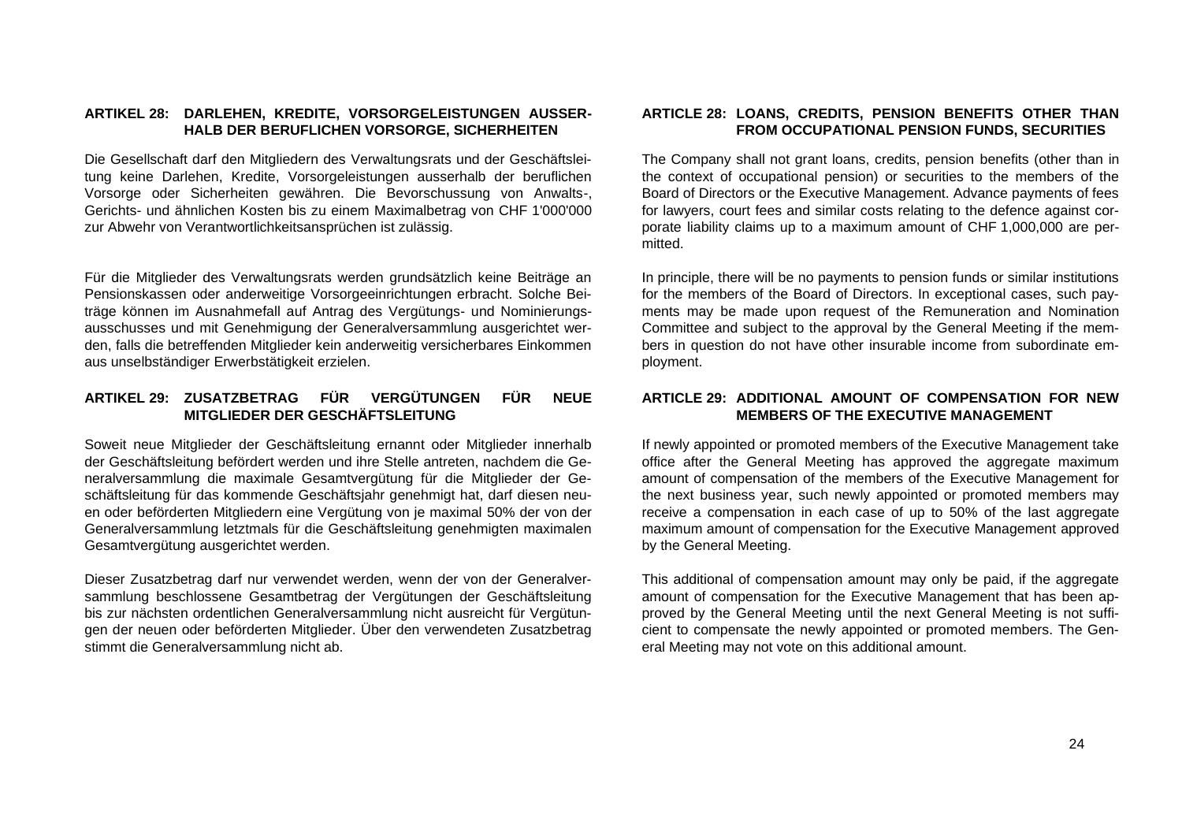## ARTIKEL 28: DARLEHEN, KREDITE, VORSORGELEISTUNGEN AUSSERHALB DER BERUFLICHEN VORSORGE, SICHERHEITEN

Die Gesellschaft darf den Mitgliedern des Verwaltungsrats und der Geschäftsleitung keine Darlehen, Kredite, Vorsorgeleistungen ausserhalb der beruflichen Vorsorge oder Sicherheiten gewähren. Die Bevorschussung von Anwalts-, Gerichts- und ähnlichen Kosten bis zu einem Maximalbetrag von CHF 1'000'000 zur Abwehr von Verantwortlichkeitsansprüchen ist zulässig.

Für die Mitglieder des Verwaltungsrats werden grundsätzlich keine Beiträge an Pensionskassen oder anderweitige Vorsorgeeinrichtungen erbracht. Solche Beiträge können im Ausnahmefall auf Antrag des Vergütungs- und Nominierungsausschusses und mit Genehmigung der Generalversammlung ausgerichtet werden, falls die betreffenden Mitglieder kein anderweitig versicherbares Einkommen aus unselbständiger Erwerbstätigkeit erzielen.

## ARTIKEL 29: ZUSATZBETRAG FÜR VERGÜTUNGEN FÜR NEUE MITGLIEDER DER GESCHÄFTSLEITUNG

Soweit neue Mitglieder der Geschäftsleitung ernannt oder Mitglieder innerhalb der Geschäftsleitung befördert werden und ihre Stelle antreten, nachdem die Generalversammlung die maximale Gesamtvergütung für die Mitglieder der Geschäftsleitung für das kommende Geschäftsjahr genehmigt hat, darf diesen neuen oder beförderten Mitgliedern eine Vergütung von je maximal 50% der von der Generalversammlung letztmals für die Geschäftsleitung genehmigten maximalen Gesamtvergütung ausgerichtet werden.

Dieser Zusatzbetrag darf nur verwendet werden, wenn der von der Generalversammlung beschlossene Gesamtbetrag der Vergütungen der Geschäftsleitung bis zur nächsten ordentlichen Generalversammlung nicht ausreicht für Vergütungen der neuen oder beförderten Mitglieder. Über den verwendeten Zusatzbetrag stimmt die Generalversammlung nicht ab.

## ARTICLE 28: LOANS, CREDITS, PENSION BENEFITS OTHER THAN FROM OCCUPATIONAL PENSION FUNDS, SECURITIES

The Company shall not grant loans, credits, pension benefits (other than in the context of occupational pension) or securities to the members of the Board of Directors or the Executive Management. Advance payments of fees for lawyers, court fees and similar costs relating to the defence against corporate liability claims up to a maximum amount of CHF 1,000,000 are permitted.

In principle, there will be no payments to pension funds or similar institutions for the members of the Board of Directors. In exceptional cases, such payments may be made upon request of the Remuneration and Nomination Committee and subject to the approval by the General Meeting if the members in question do not have other insurable income from subordinate employment.

## ARTICLE 29: ADDITIONAL AMOUNT OF COMPENSATION FOR NEW MEMBERS OF THE EXECUTIVE MANAGEMENT

If newly appointed or promoted members of the Executive Management take office after the General Meeting has approved the aggregate maximum amount of compensation of the members of the Executive Management for the next business year, such newly appointed or promoted members may receive a compensation in each case of up to 50% of the last aggregate maximum amount of compensation for the Executive Management approved by the General Meeting.

This additional of compensation amount may only be paid, if the aggregate amount of compensation for the Executive Management that has been approved by the General Meeting until the next General Meeting is not sufficient to compensate the newly appointed or promoted members. The General Meeting may not vote on this additional amount.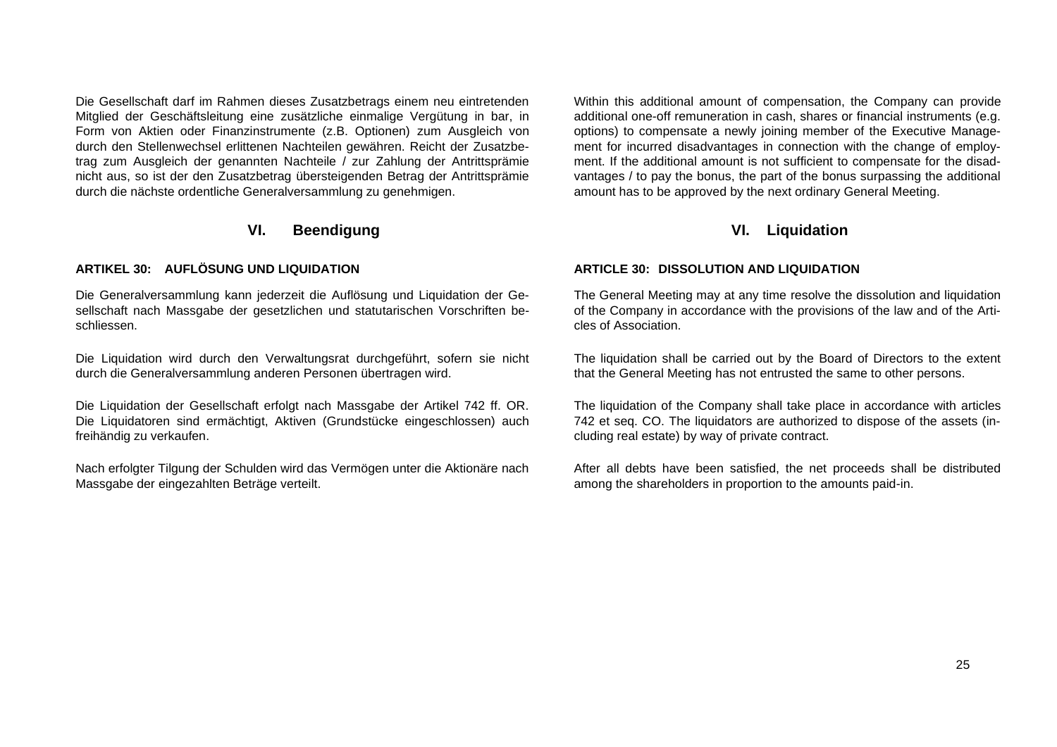Die Gesellschaft darf im Rahmen dieses Zusatzbetrags einem neu eintretenden Mitglied der Geschäftsleitung eine zusätzliche einmalige Vergütung in bar, in Form von Aktien oder Finanzinstrumente (z.B. Optionen) zum Ausgleich von durch den Stellenwechsel erlittenen Nachteilen gewähren. Reicht der Zusatzbetrag zum Ausgleich der genannten Nachteile / zur Zahlung der Antrittsprämie nicht aus, so ist der den Zusatzbetrag übersteigenden Betrag der Antrittsprämie durch die nächste ordentliche Generalversammlung zu genehmigen.

Within this additional amount of compensation, the Company can provide additional one-off remuneration in cash, shares or financial instruments (e.g. options) to compensate a newly joining member of the Executive Management for incurred disadvantages in connection with the change of employment. If the additional amount is not sufficient to compensate for the disadvantages / to pay the bonus, the part of the bonus surpassing the additional amount has to be approved by the next ordinary General Meeting.

## VI. Beendigung

## VI. Liquidation

### ARTIKEL 30: AUFLÖSUNG UND LIQUIDATION

### ARTICLE 30: DISSOLUTION AND LIQUIDATION

Die Generalversammlung kann jederzeit die Auflösung und Liquidation der Gesellschaft nach Massgabe der gesetzlichen und statutarischen Vorschriften beschliessen.

The General Meeting may at any time resolve the dissolution and liquidation of the Company in accordance with the provisions of the law and of the Articles of Association.

Die Liquidation wird durch den Verwaltungsrat durchgeführt, sofern sie nicht durch die Generalversammlung anderen Personen übertragen wird.

The liquidation shall be carried out by the Board of Directors to the extent that the General Meeting has not entrusted the same to other persons.

Die Liquidation der Gesellschaft erfolgt nach Massgabe der Artikel 742 ff. OR. Die Liquidatoren sind ermächtigt, Aktiven (Grundstücke eingeschlossen) auch freihändig zu verkaufen.

The liquidation of the Company shall take place in accordance with articles 742 et seq. CO. The liquidators are authorized to dispose of the assets (including real estate) by way of private contract.

Nach erfolgter Tilgung der Schulden wird das Vermögen unter die Aktionäre nach Massgabe der eingezahlten Beträge verteilt.

After all debts have been satisfied, the net proceeds shall be distributed among the shareholders in proportion to the amounts paid-in.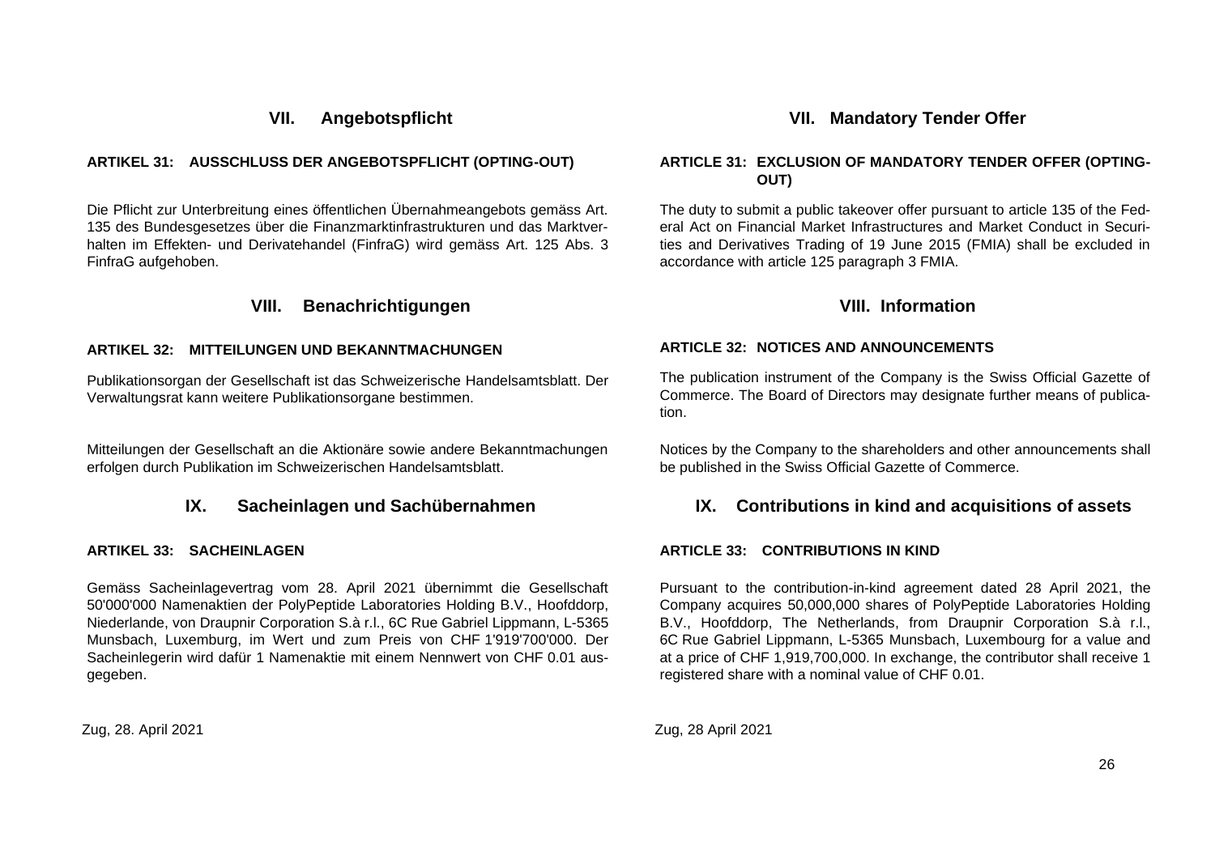## VII. Angebotspflicht

### ARTIKEL 31: AUSSCHLUSS DER ANGEBOTSPFLICHT (OPTING-OUT)

Die Pflicht zur Unterbreitung eines öffentlichen Übernahmeangebots gemäss Art. 135 des Bundesgesetzes über die Finanzmarktinfrastrukturen und das Marktverhalten im Effekten- und Derivatehandel (FinfraG) wird gemäss Art. 125 Abs. 3 FinfraG aufgehoben.

## VIII. Benachrichtigungen

### ARTIKEL 32: MITTEILUNGEN UND BEKANNTMACHUNGEN

Publikationsorgan der Gesellschaft ist das Schweizerische Handelsamtsblatt. Der Verwaltungsrat kann weitere Publikationsorgane bestimmen.

Mitteilungen der Gesellschaft an die Aktionäre sowie andere Bekanntmachungen erfolgen durch Publikation im Schweizerischen Handelsamtsblatt.

## IX. Sacheinlagen und Sachübernahmen

### ARTIKEL 33: SACHEINLAGEN

Gemäss Sacheinlagevertrag vom 28. April 2021 übernimmt die Gesellschaft 50'000'000 Namenaktien der PolyPeptide Laboratories Holding B.V., Hoofddorp, Niederlande, von Draupnir Corporation S.à r.l., 6C Rue Gabriel Lippmann, L-5365 Munsbach, Luxemburg, im Wert und zum Preis von CHF 1'919'700'000. Der Sacheinlegerin wird dafür 1 Namenaktie mit einem Nennwert von CHF 0.01 ausgegeben.

Zug, 28. April 2021

## VII. Mandatory Tender Offer

### ARTICLE 31: EXCLUSION OF MANDATORY TENDER OFFER (OPTING-OUT)

The duty to submit a public takeover offer pursuant to article 135 of the Federal Act on Financial Market Infrastructures and Market Conduct in Securities and Derivatives Trading of 19 June 2015 (FMIA) shall be excluded in accordance with article 125 paragraph 3 FMIA.

## VIII. Information

### ARTICLE 32: NOTICES AND ANNOUNCEMENTS

The publication instrument of the Company is the Swiss Official Gazette of Commerce. The Board of Directors may designate further means of publication.

Notices by the Company to the shareholders and other announcements shall be published in the Swiss Official Gazette of Commerce.

## IX. Contributions in kind and acquisitions of assets

### ARTICLE 33: CONTRIBUTIONS IN KIND

Pursuant to the contribution-in-kind agreement dated 28 April 2021, the Company acquires 50,000,000 shares of PolyPeptide Laboratories Holding B.V., Hoofddorp, The Netherlands, from Draupnir Corporation S.à r.l., 6C Rue Gabriel Lippmann, L-5365 Munsbach, Luxembourg for a value and at a price of CHF 1,919,700,000. In exchange, the contributor shall receive 1 registered share with a nominal value of CHF 0.01.

Zug, 28 April 2021